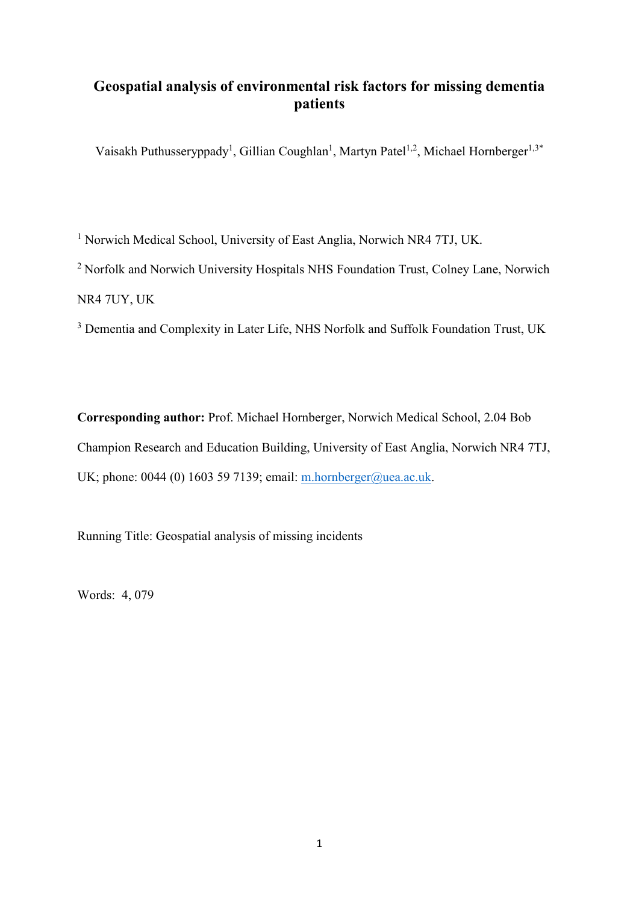# Geospatial analysis of environmental risk factors for missing dementia patients

Vaisakh Puthusseryppady[1], Gillian Coughlan[1], Martyn Patel[1,2], Michael Hornberger[1,3*]

[1] Norwich Medical School, University of East Anglia, Norwich NR4 7TJ, UK.

[2] Norfolk and Norwich University Hospitals NHS Foundation Trust, Colney Lane, Norwich NR4 7UY, UK

[3] Dementia and Complexity in Later Life, NHS Norfolk and Suffolk Foundation Trust, UK

**Corresponding author:** Prof. Michael Hornberger, Norwich Medical School, 2.04 Bob Champion Research and Education Building, University of East Anglia, Norwich NR4 7TJ, UK; phone: 0044 (0) 1603 59 7139; email: m.hornberger@uea.ac.uk.

Running Title: Geospatial analysis of missing incidents

Words: 4, 079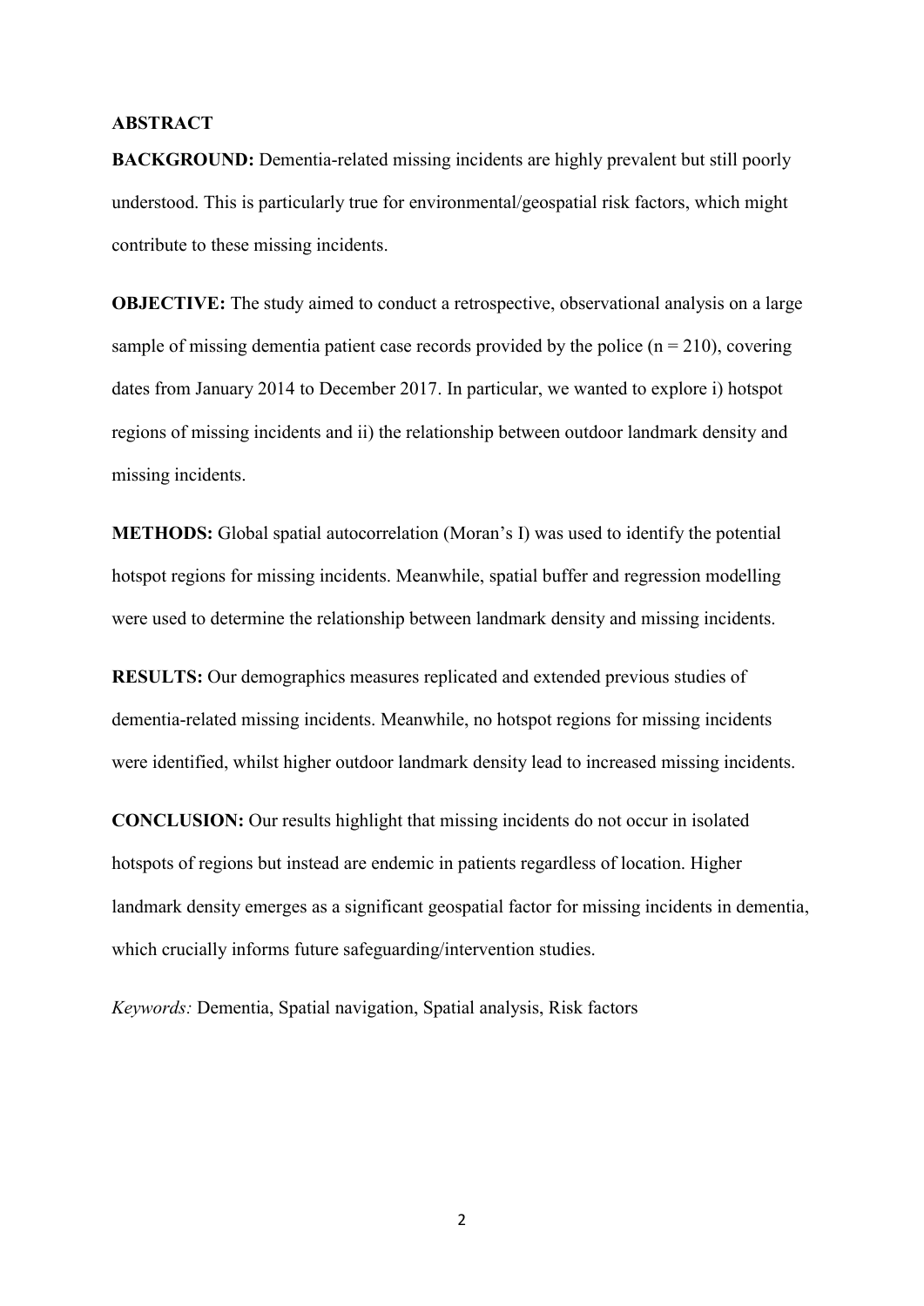## ABSTRACT

**BACKGROUND:** Dementia-related missing incidents are highly prevalent but still poorly understood. This is particularly true for environmental/geospatial risk factors, which might contribute to these missing incidents.

**OBJECTIVE:** The study aimed to conduct a retrospective, observational analysis on a large sample of missing dementia patient case records provided by the police ($n = 210$), covering dates from January 2014 to December 2017. In particular, we wanted to explore i) hotspot regions of missing incidents and ii) the relationship between outdoor landmark density and missing incidents.

**METHODS:** Global spatial autocorrelation (Moran's I) was used to identify the potential hotspot regions for missing incidents. Meanwhile, spatial buffer and regression modelling were used to determine the relationship between landmark density and missing incidents.

**RESULTS:** Our demographics measures replicated and extended previous studies of dementia-related missing incidents. Meanwhile, no hotspot regions for missing incidents were identified, whilst higher outdoor landmark density lead to increased missing incidents.

**CONCLUSION:** Our results highlight that missing incidents do not occur in isolated hotspots of regions but instead are endemic in patients regardless of location. Higher landmark density emerges as a significant geospatial factor for missing incidents in dementia, which crucially informs future safeguarding/intervention studies.

*Keywords:* Dementia, Spatial navigation, Spatial analysis, Risk factors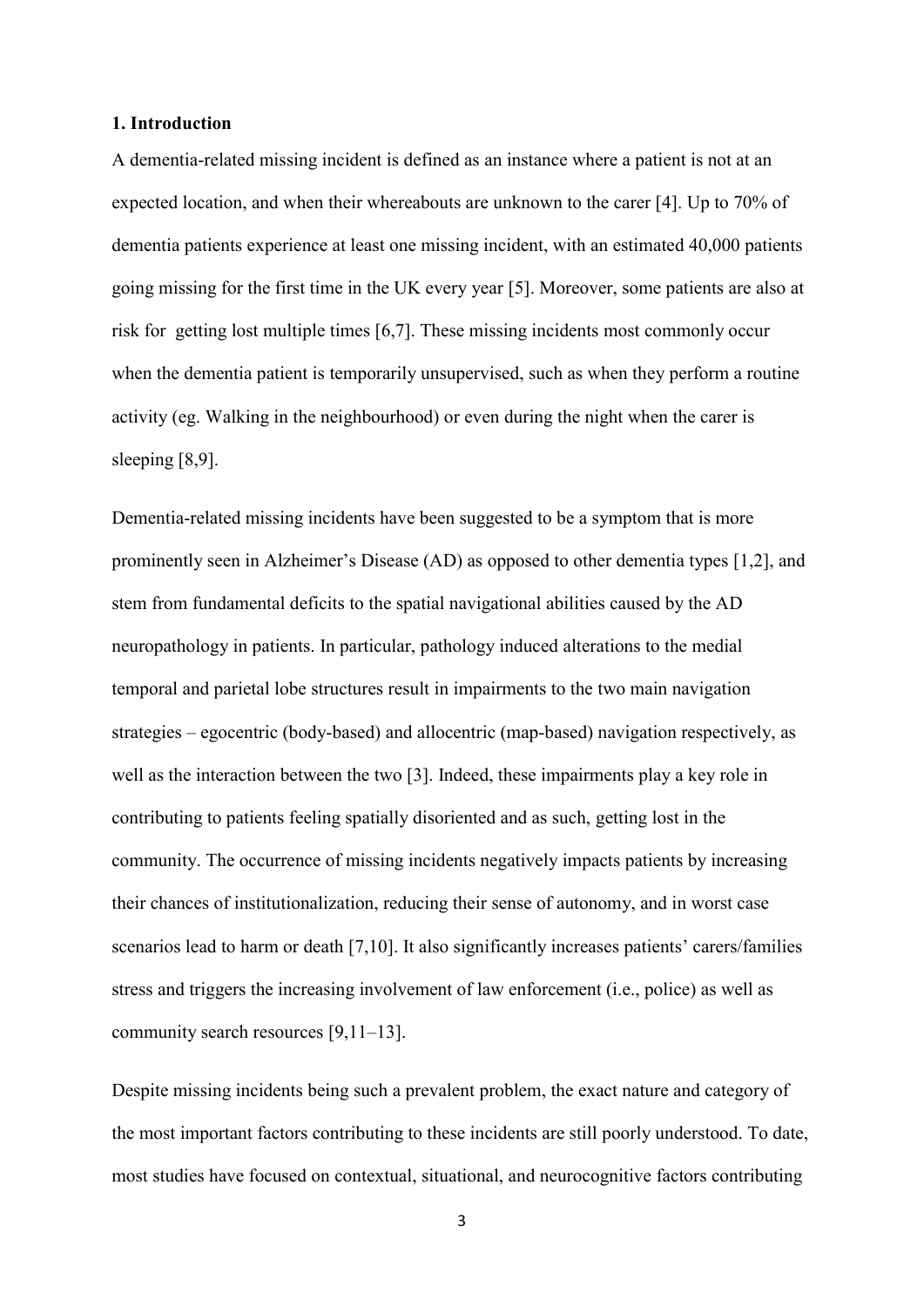## 1. Introduction

A dementia-related missing incident is defined as an instance where a patient is not at an expected location, and when their whereabouts are unknown to the carer [4]. Up to 70% of dementia patients experience at least one missing incident, with an estimated 40,000 patients going missing for the first time in the UK every year [5]. Moreover, some patients are also at risk for getting lost multiple times [6,7]. These missing incidents most commonly occur when the dementia patient is temporarily unsupervised, such as when they perform a routine activity (eg. Walking in the neighbourhood) or even during the night when the carer is sleeping [8,9].

Dementia-related missing incidents have been suggested to be a symptom that is more prominently seen in Alzheimer's Disease (AD) as opposed to other dementia types [1,2], and stem from fundamental deficits to the spatial navigational abilities caused by the AD neuropathology in patients. In particular, pathology induced alterations to the medial temporal and parietal lobe structures result in impairments to the two main navigation strategies – egocentric (body-based) and allocentric (map-based) navigation respectively, as well as the interaction between the two [3]. Indeed, these impairments play a key role in contributing to patients feeling spatially disoriented and as such, getting lost in the community. The occurrence of missing incidents negatively impacts patients by increasing their chances of institutionalization, reducing their sense of autonomy, and in worst case scenarios lead to harm or death [7,10]. It also significantly increases patients' carers/families stress and triggers the increasing involvement of law enforcement (i.e., police) as well as community search resources [9,11–13].

Despite missing incidents being such a prevalent problem, the exact nature and category of the most important factors contributing to these incidents are still poorly understood. To date, most studies have focused on contextual, situational, and neurocognitive factors contributing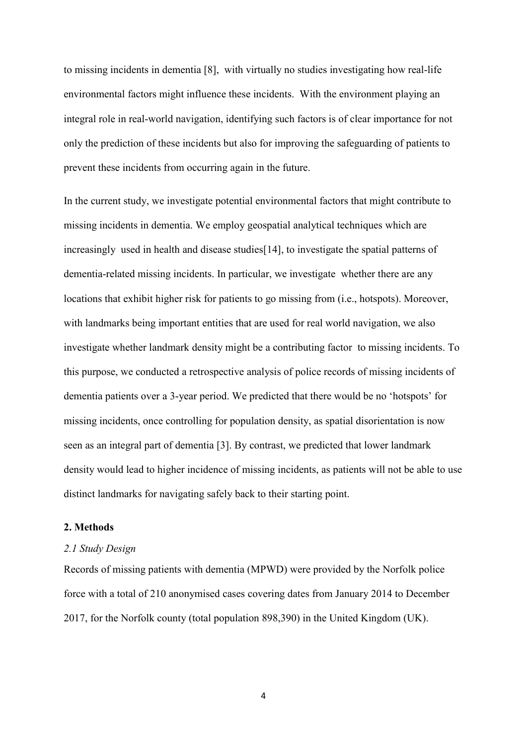to missing incidents in dementia [8], with virtually no studies investigating how real-life environmental factors might influence these incidents. With the environment playing an integral role in real-world navigation, identifying such factors is of clear importance for not only the prediction of these incidents but also for improving the safeguarding of patients to prevent these incidents from occurring again in the future.

In the current study, we investigate potential environmental factors that might contribute to missing incidents in dementia. We employ geospatial analytical techniques which are increasingly used in health and disease studies[14], to investigate the spatial patterns of dementia-related missing incidents. In particular, we investigate whether there are any locations that exhibit higher risk for patients to go missing from (i.e., hotspots). Moreover, with landmarks being important entities that are used for real world navigation, we also investigate whether landmark density might be a contributing factor to missing incidents. To this purpose, we conducted a retrospective analysis of police records of missing incidents of dementia patients over a 3-year period. We predicted that there would be no 'hotspots' for missing incidents, once controlling for population density, as spatial disorientation is now seen as an integral part of dementia [3]. By contrast, we predicted that lower landmark density would lead to higher incidence of missing incidents, as patients will not be able to use distinct landmarks for navigating safely back to their starting point.

## 2. Methods

### *2.1 Study Design*

Records of missing patients with dementia (MPWD) were provided by the Norfolk police force with a total of 210 anonymised cases covering dates from January 2014 to December 2017, for the Norfolk county (total population 898,390) in the United Kingdom (UK).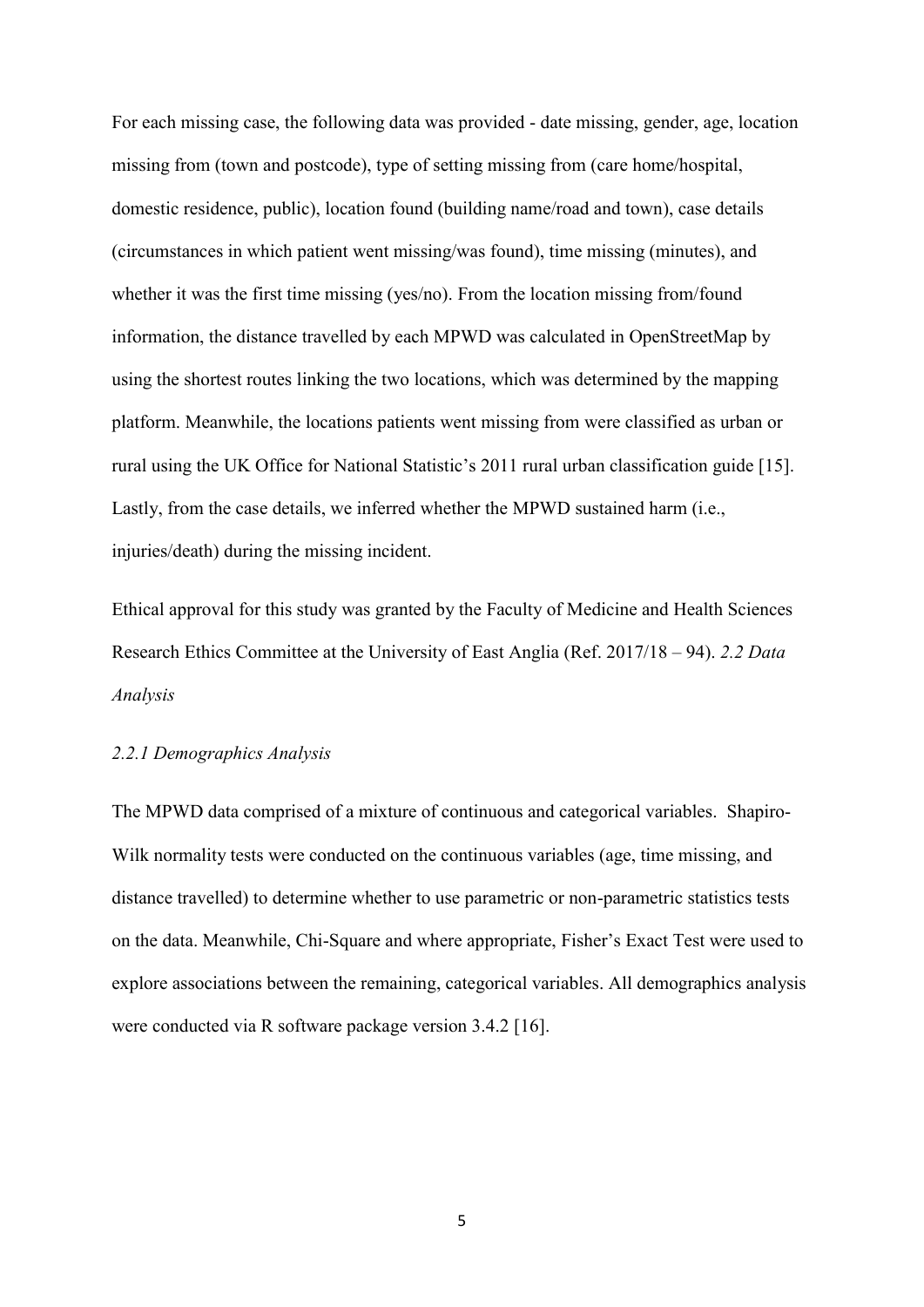For each missing case, the following data was provided - date missing, gender, age, location missing from (town and postcode), type of setting missing from (care home/hospital, domestic residence, public), location found (building name/road and town), case details (circumstances in which patient went missing/was found), time missing (minutes), and whether it was the first time missing (yes/no). From the location missing from/found information, the distance travelled by each MPWD was calculated in OpenStreetMap by using the shortest routes linking the two locations, which was determined by the mapping platform. Meanwhile, the locations patients went missing from were classified as urban or rural using the UK Office for National Statistic's 2011 rural urban classification guide [15]. Lastly, from the case details, we inferred whether the MPWD sustained harm (i.e., injuries/death) during the missing incident.

Ethical approval for this study was granted by the Faculty of Medicine and Health Sciences Research Ethics Committee at the University of East Anglia (Ref. 2017/18 – 94).

### *2.2 Data Analysis*

#### *2.2.1 Demographics Analysis*

The MPWD data comprised of a mixture of continuous and categorical variables. Shapiro-Wilk normality tests were conducted on the continuous variables (age, time missing, and distance travelled) to determine whether to use parametric or non-parametric statistics tests on the data. Meanwhile, Chi-Square and where appropriate, Fisher's Exact Test were used to explore associations between the remaining, categorical variables. All demographics analysis were conducted via R software package version 3.4.2 [16].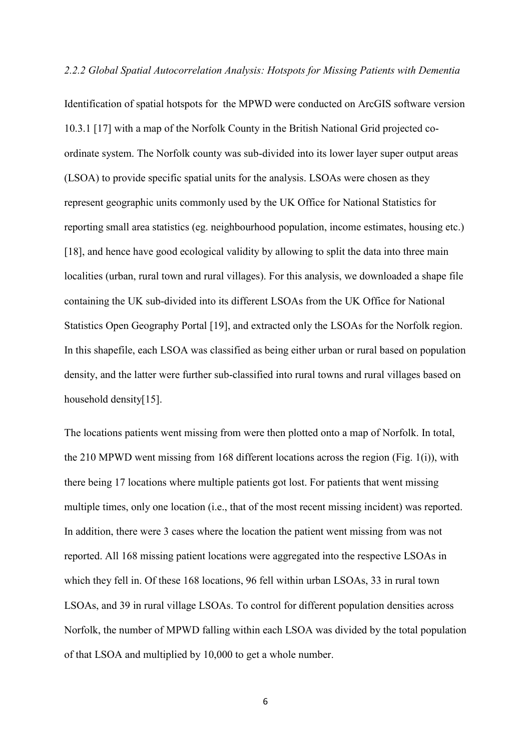*2.2.2 Global Spatial Autocorrelation Analysis: Hotspots for Missing Patients with Dementia*

Identification of spatial hotspots for the MPWD were conducted on ArcGIS software version 10.3.1 [17] with a map of the Norfolk County in the British National Grid projected co-ordinate system. The Norfolk county was sub-divided into its lower layer super output areas (LSOA) to provide specific spatial units for the analysis. LSOAs were chosen as they represent geographic units commonly used by the UK Office for National Statistics for reporting small area statistics (eg. neighbourhood population, income estimates, housing etc.) [18], and hence have good ecological validity by allowing to split the data into three main localities (urban, rural town and rural villages). For this analysis, we downloaded a shape file containing the UK sub-divided into its different LSOAs from the UK Office for National Statistics Open Geography Portal [19], and extracted only the LSOAs for the Norfolk region. In this shapefile, each LSOA was classified as being either urban or rural based on population density, and the latter were further sub-classified into rural towns and rural villages based on household density[15].

The locations patients went missing from were then plotted onto a map of Norfolk. In total, the 210 MPWD went missing from 168 different locations across the region (Fig. 1(i)), with there being 17 locations where multiple patients got lost. For patients that went missing multiple times, only one location (i.e., that of the most recent missing incident) was reported. In addition, there were 3 cases where the location the patient went missing from was not reported. All 168 missing patient locations were aggregated into the respective LSOAs in which they fell in. Of these 168 locations, 96 fell within urban LSOAs, 33 in rural town LSOAs, and 39 in rural village LSOAs. To control for different population densities across Norfolk, the number of MPWD falling within each LSOA was divided by the total population of that LSOA and multiplied by 10,000 to get a whole number.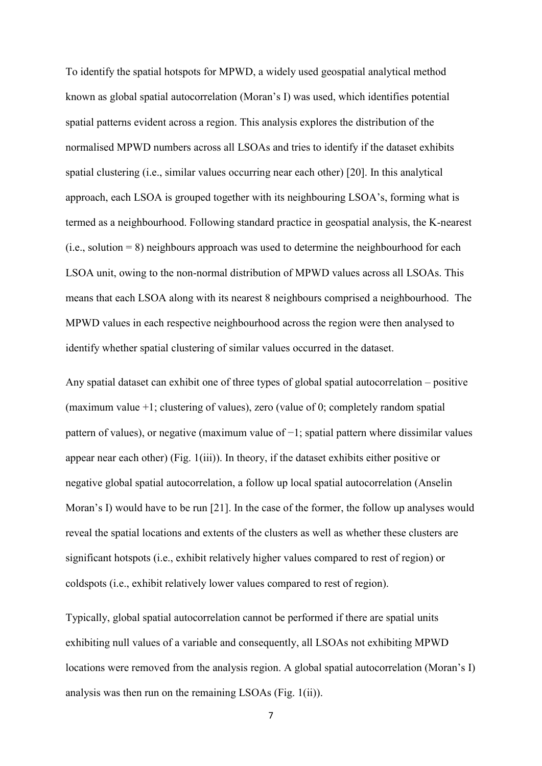To identify the spatial hotspots for MPWD, a widely used geospatial analytical method known as global spatial autocorrelation (Moran's I) was used, which identifies potential spatial patterns evident across a region. This analysis explores the distribution of the normalised MPWD numbers across all LSOAs and tries to identify if the dataset exhibits spatial clustering (i.e., similar values occurring near each other) [20]. In this analytical approach, each LSOA is grouped together with its neighbouring LSOA's, forming what is termed as a neighbourhood. Following standard practice in geospatial analysis, the K-nearest (i.e., solution = 8) neighbours approach was used to determine the neighbourhood for each LSOA unit, owing to the non-normal distribution of MPWD values across all LSOAs. This means that each LSOA along with its nearest 8 neighbours comprised a neighbourhood. The MPWD values in each respective neighbourhood across the region were then analysed to identify whether spatial clustering of similar values occurred in the dataset.

Any spatial dataset can exhibit one of three types of global spatial autocorrelation – positive (maximum value +1; clustering of values), zero (value of 0; completely random spatial pattern of values), or negative (maximum value of −1; spatial pattern where dissimilar values appear near each other) (Fig. 1(iii)). In theory, if the dataset exhibits either positive or negative global spatial autocorrelation, a follow up local spatial autocorrelation (Anselin Moran's I) would have to be run [21]. In the case of the former, the follow up analyses would reveal the spatial locations and extents of the clusters as well as whether these clusters are significant hotspots (i.e., exhibit relatively higher values compared to rest of region) or coldspots (i.e., exhibit relatively lower values compared to rest of region).

Typically, global spatial autocorrelation cannot be performed if there are spatial units exhibiting null values of a variable and consequently, all LSOAs not exhibiting MPWD locations were removed from the analysis region. A global spatial autocorrelation (Moran's I) analysis was then run on the remaining LSOAs (Fig. 1(ii)).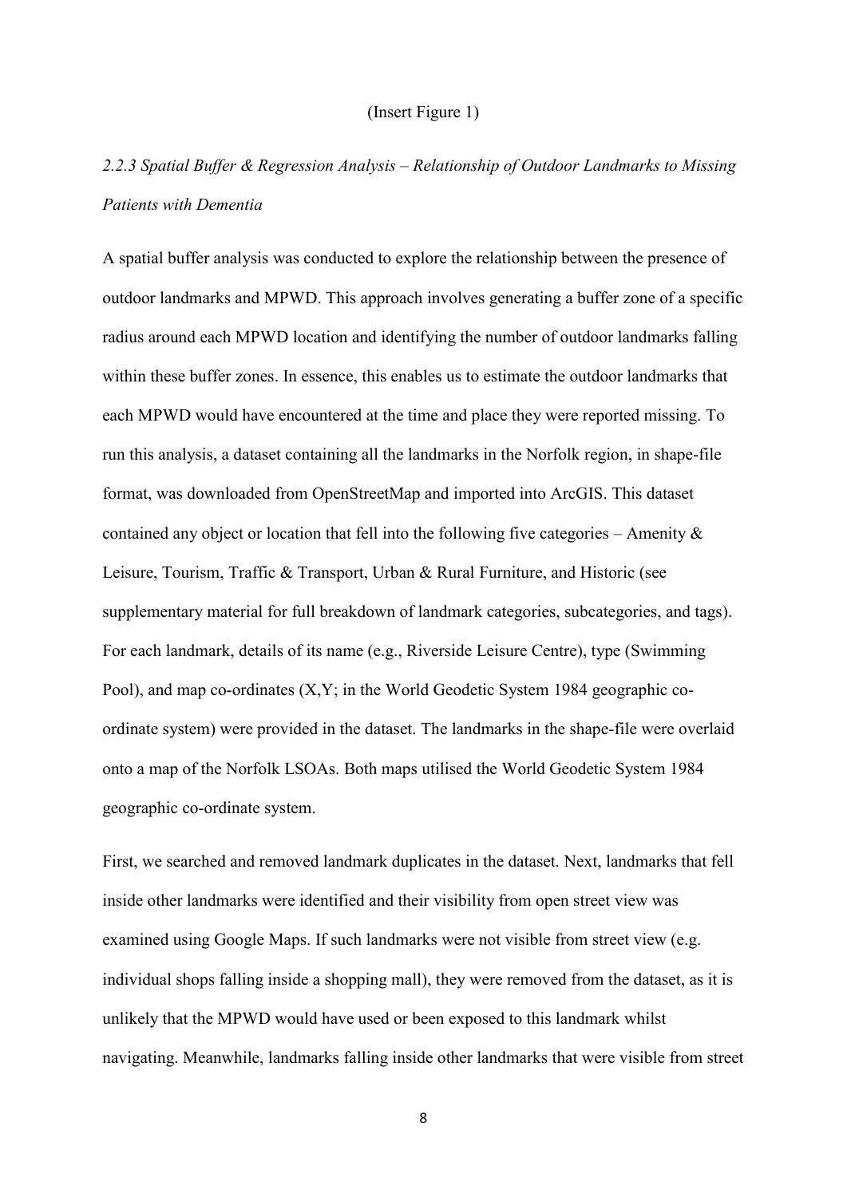(Insert Figure 1)

### *2.2.3 Spatial Buffer & Regression Analysis – Relationship of Outdoor Landmarks to Missing Patients with Dementia*

A spatial buffer analysis was conducted to explore the relationship between the presence of outdoor landmarks and MPWD. This approach involves generating a buffer zone of a specific radius around each MPWD location and identifying the number of outdoor landmarks falling within these buffer zones. In essence, this enables us to estimate the outdoor landmarks that each MPWD would have encountered at the time and place they were reported missing. To run this analysis, a dataset containing all the landmarks in the Norfolk region, in shape-file format, was downloaded from OpenStreetMap and imported into ArcGIS. This dataset contained any object or location that fell into the following five categories – Amenity & Leisure, Tourism, Traffic & Transport, Urban & Rural Furniture, and Historic (see supplementary material for full breakdown of landmark categories, subcategories, and tags). For each landmark, details of its name (e.g., Riverside Leisure Centre), type (Swimming Pool), and map co-ordinates (X,Y; in the World Geodetic System 1984 geographic co-ordinate system) were provided in the dataset. The landmarks in the shape-file were overlaid onto a map of the Norfolk LSOAs. Both maps utilised the World Geodetic System 1984 geographic co-ordinate system.

First, we searched and removed landmark duplicates in the dataset. Next, landmarks that fell inside other landmarks were identified and their visibility from open street view was examined using Google Maps. If such landmarks were not visible from street view (e.g. individual shops falling inside a shopping mall), they were removed from the dataset, as it is unlikely that the MPWD would have used or been exposed to this landmark whilst navigating. Meanwhile, landmarks falling inside other landmarks that were visible from street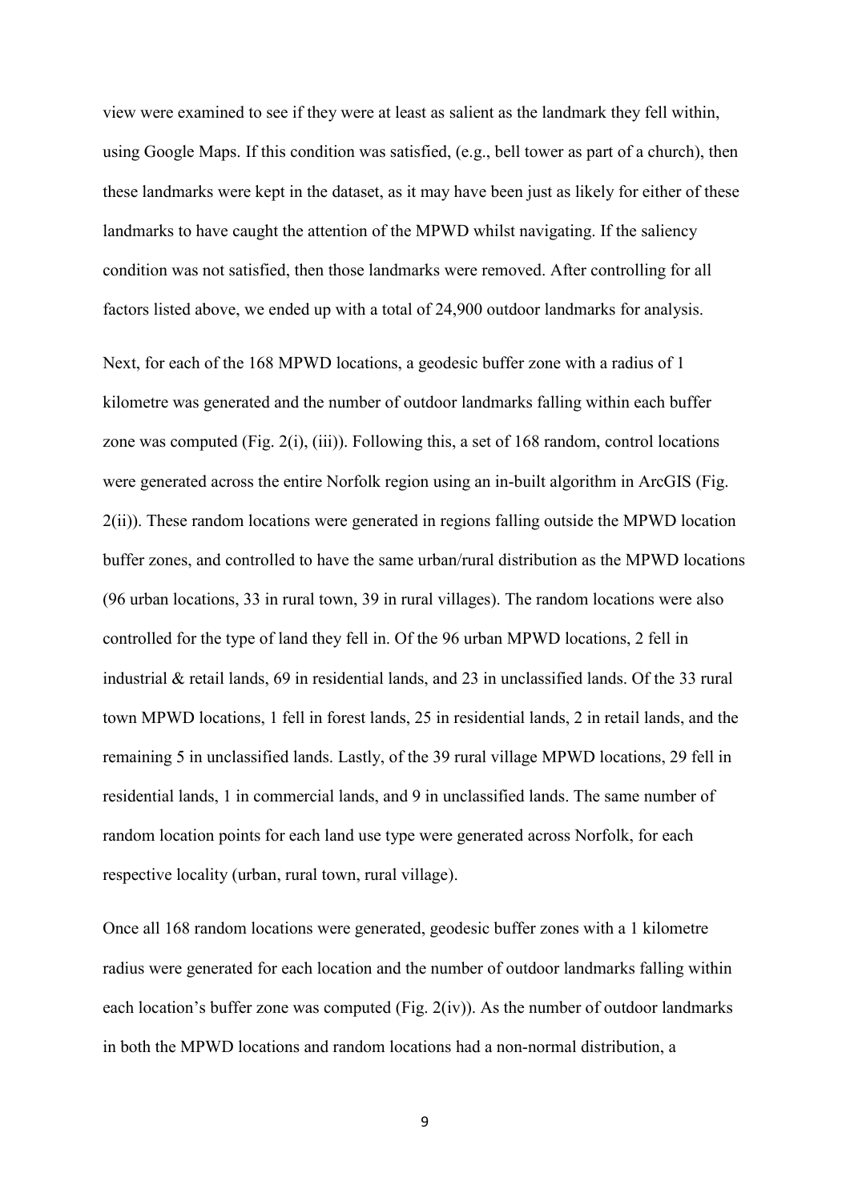view were examined to see if they were at least as salient as the landmark they fell within, using Google Maps. If this condition was satisfied, (e.g., bell tower as part of a church), then these landmarks were kept in the dataset, as it may have been just as likely for either of these landmarks to have caught the attention of the MPWD whilst navigating. If the saliency condition was not satisfied, then those landmarks were removed. After controlling for all factors listed above, we ended up with a total of 24,900 outdoor landmarks for analysis.

Next, for each of the 168 MPWD locations, a geodesic buffer zone with a radius of 1 kilometre was generated and the number of outdoor landmarks falling within each buffer zone was computed (Fig. 2(i), (iii)). Following this, a set of 168 random, control locations were generated across the entire Norfolk region using an in-built algorithm in ArcGIS (Fig. 2(ii)). These random locations were generated in regions falling outside the MPWD location buffer zones, and controlled to have the same urban/rural distribution as the MPWD locations (96 urban locations, 33 in rural town, 39 in rural villages). The random locations were also controlled for the type of land they fell in. Of the 96 urban MPWD locations, 2 fell in industrial & retail lands, 69 in residential lands, and 23 in unclassified lands. Of the 33 rural town MPWD locations, 1 fell in forest lands, 25 in residential lands, 2 in retail lands, and the remaining 5 in unclassified lands. Lastly, of the 39 rural village MPWD locations, 29 fell in residential lands, 1 in commercial lands, and 9 in unclassified lands. The same number of random location points for each land use type were generated across Norfolk, for each respective locality (urban, rural town, rural village).

Once all 168 random locations were generated, geodesic buffer zones with a 1 kilometre radius were generated for each location and the number of outdoor landmarks falling within each location's buffer zone was computed (Fig. 2(iv)). As the number of outdoor landmarks in both the MPWD locations and random locations had a non-normal distribution, a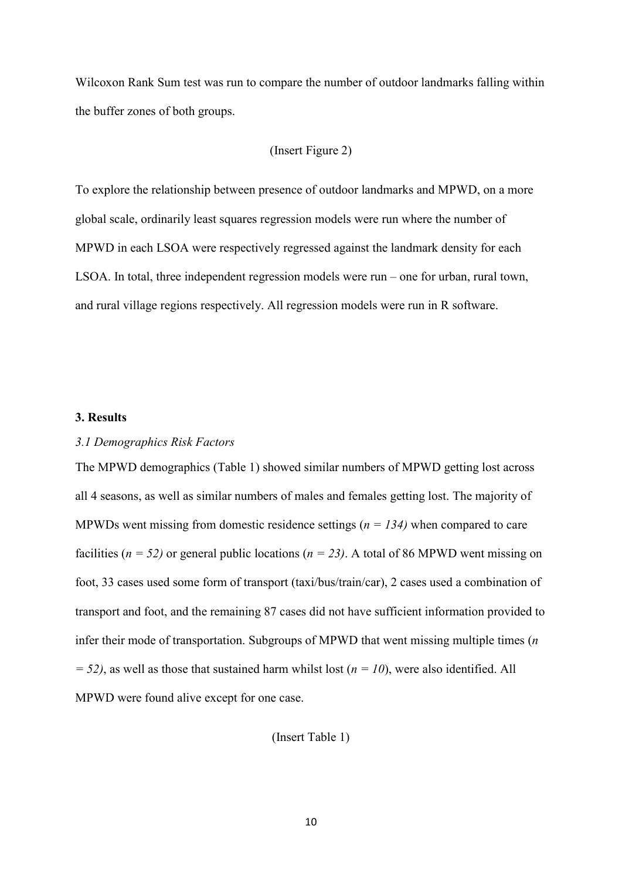Wilcoxon Rank Sum test was run to compare the number of outdoor landmarks falling within the buffer zones of both groups.

(Insert Figure 2)

To explore the relationship between presence of outdoor landmarks and MPWD, on a more global scale, ordinarily least squares regression models were run where the number of MPWD in each LSOA were respectively regressed against the landmark density for each LSOA. In total, three independent regression models were run – one for urban, rural town, and rural village regions respectively. All regression models were run in R software.

### 3. Results

*3.1 Demographics Risk Factors*

The MPWD demographics (Table 1) showed similar numbers of MPWD getting lost across all 4 seasons, as well as similar numbers of males and females getting lost. The majority of MPWDs went missing from domestic residence settings ($n = 134$) when compared to care facilities ($n = 52$) or general public locations ($n = 23$). A total of 86 MPWD went missing on foot, 33 cases used some form of transport (taxi/bus/train/car), 2 cases used a combination of transport and foot, and the remaining 87 cases did not have sufficient information provided to infer their mode of transportation. Subgroups of MPWD that went missing multiple times ($n = 52$), as well as those that sustained harm whilst lost ($n = 10$), were also identified. All MPWD were found alive except for one case.

(Insert Table 1)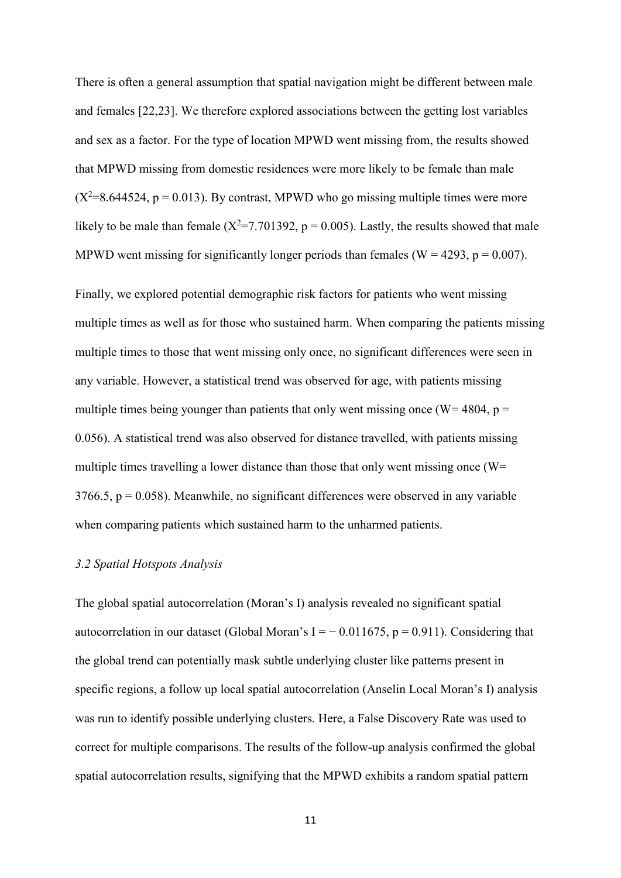There is often a general assumption that spatial navigation might be different between male and females [22,23]. We therefore explored associations between the getting lost variables and sex as a factor. For the type of location MPWD went missing from, the results showed that MPWD missing from domestic residences were more likely to be female than male ($X^2$=8.644524, $p = 0.013$). By contrast, MPWD who go missing multiple times were more likely to be male than female ($X^2$=7.701392, $p = 0.005$). Lastly, the results showed that male MPWD went missing for significantly longer periods than females ($W = 4293$, $p = 0.007$).

Finally, we explored potential demographic risk factors for patients who went missing multiple times as well as for those who sustained harm. When comparing the patients missing multiple times to those that went missing only once, no significant differences were seen in any variable. However, a statistical trend was observed for age, with patients missing multiple times being younger than patients that only went missing once ($W= 4804$, $p = 0.056$). A statistical trend was also observed for distance travelled, with patients missing multiple times travelling a lower distance than those that only went missing once ($W= 3766.5$, $p = 0.058$). Meanwhile, no significant differences were observed in any variable when comparing patients which sustained harm to the unharmed patients.

### *3.2 Spatial Hotspots Analysis*

The global spatial autocorrelation (Moran's I) analysis revealed no significant spatial autocorrelation in our dataset (Global Moran's $I = -0.011675$, $p = 0.911$). Considering that the global trend can potentially mask subtle underlying cluster like patterns present in specific regions, a follow up local spatial autocorrelation (Anselin Local Moran's I) analysis was run to identify possible underlying clusters. Here, a False Discovery Rate was used to correct for multiple comparisons. The results of the follow-up analysis confirmed the global spatial autocorrelation results, signifying that the MPWD exhibits a random spatial pattern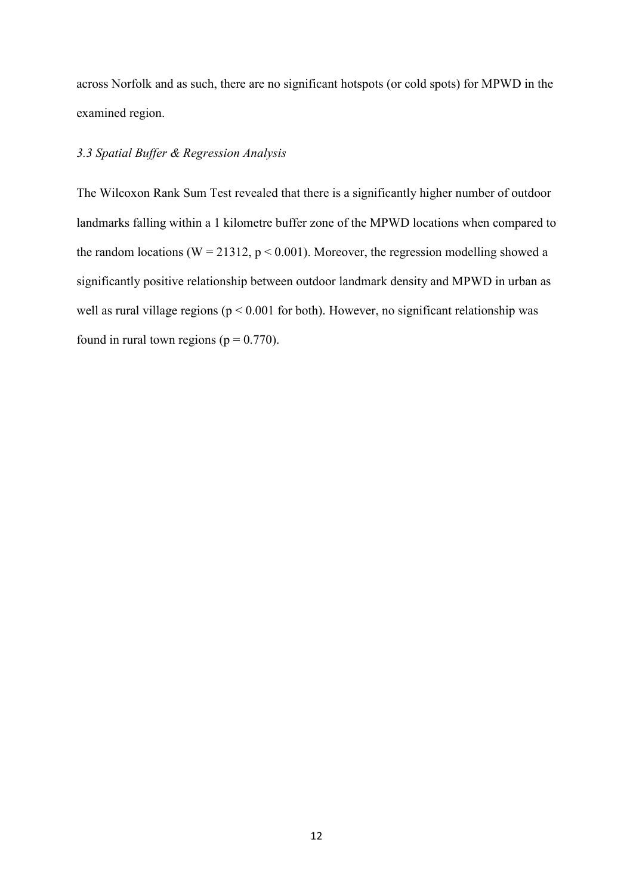across Norfolk and as such, there are no significant hotspots (or cold spots) for MPWD in the examined region.

### *3.3 Spatial Buffer & Regression Analysis*

The Wilcoxon Rank Sum Test revealed that there is a significantly higher number of outdoor landmarks falling within a 1 kilometre buffer zone of the MPWD locations when compared to the random locations ($W = 21312$, $p < 0.001$). Moreover, the regression modelling showed a significantly positive relationship between outdoor landmark density and MPWD in urban as well as rural village regions ($p < 0.001$ for both). However, no significant relationship was found in rural town regions ($p = 0.770$).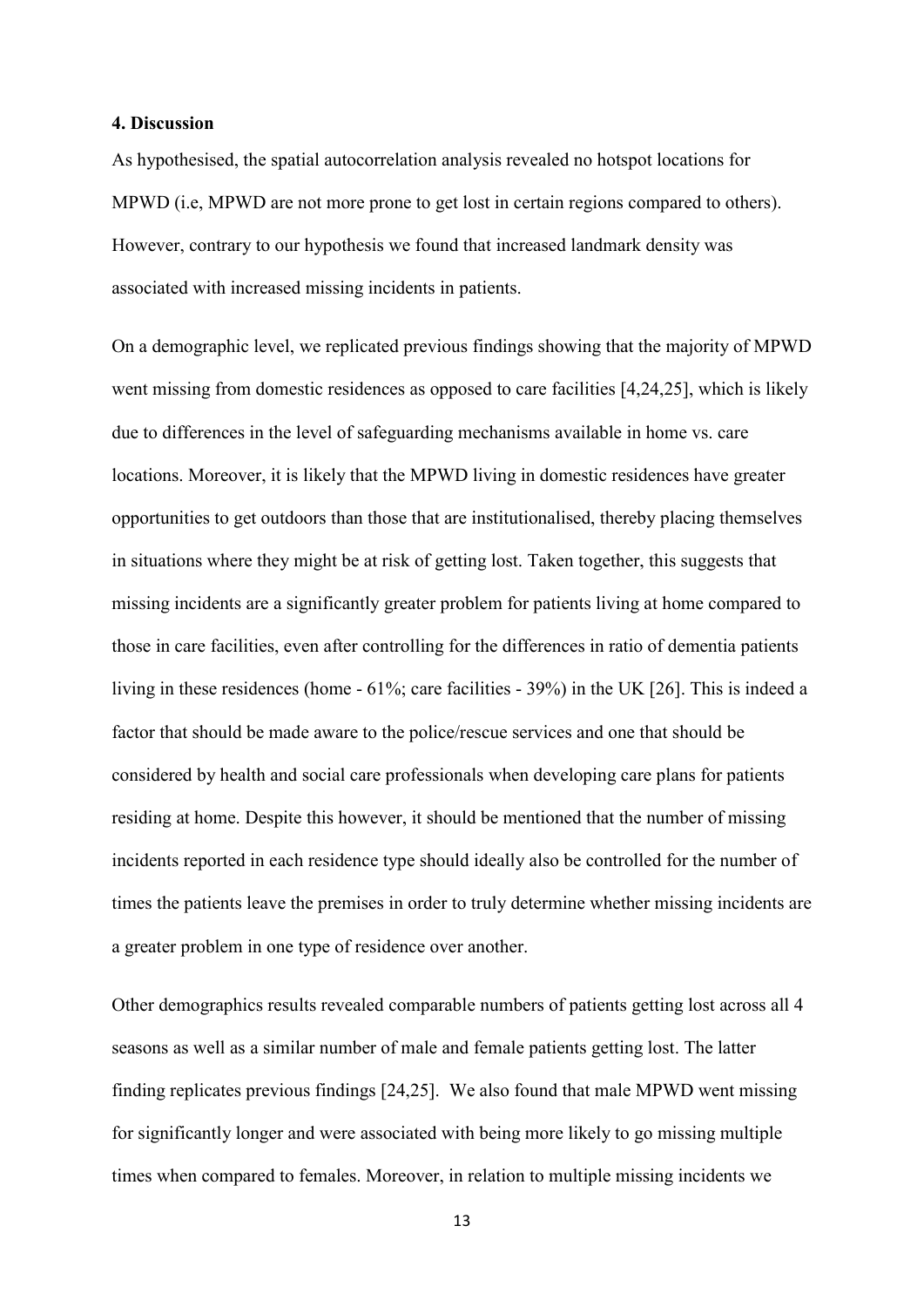## 4. Discussion

As hypothesised, the spatial autocorrelation analysis revealed no hotspot locations for MPWD (i.e, MPWD are not more prone to get lost in certain regions compared to others). However, contrary to our hypothesis we found that increased landmark density was associated with increased missing incidents in patients.

On a demographic level, we replicated previous findings showing that the majority of MPWD went missing from domestic residences as opposed to care facilities [4,24,25], which is likely due to differences in the level of safeguarding mechanisms available in home vs. care locations. Moreover, it is likely that the MPWD living in domestic residences have greater opportunities to get outdoors than those that are institutionalised, thereby placing themselves in situations where they might be at risk of getting lost. Taken together, this suggests that missing incidents are a significantly greater problem for patients living at home compared to those in care facilities, even after controlling for the differences in ratio of dementia patients living in these residences (home - 61%; care facilities - 39%) in the UK [26]. This is indeed a factor that should be made aware to the police/rescue services and one that should be considered by health and social care professionals when developing care plans for patients residing at home. Despite this however, it should be mentioned that the number of missing incidents reported in each residence type should ideally also be controlled for the number of times the patients leave the premises in order to truly determine whether missing incidents are a greater problem in one type of residence over another.

Other demographics results revealed comparable numbers of patients getting lost across all 4 seasons as well as a similar number of male and female patients getting lost. The latter finding replicates previous findings [24,25]. We also found that male MPWD went missing for significantly longer and were associated with being more likely to go missing multiple times when compared to females. Moreover, in relation to multiple missing incidents we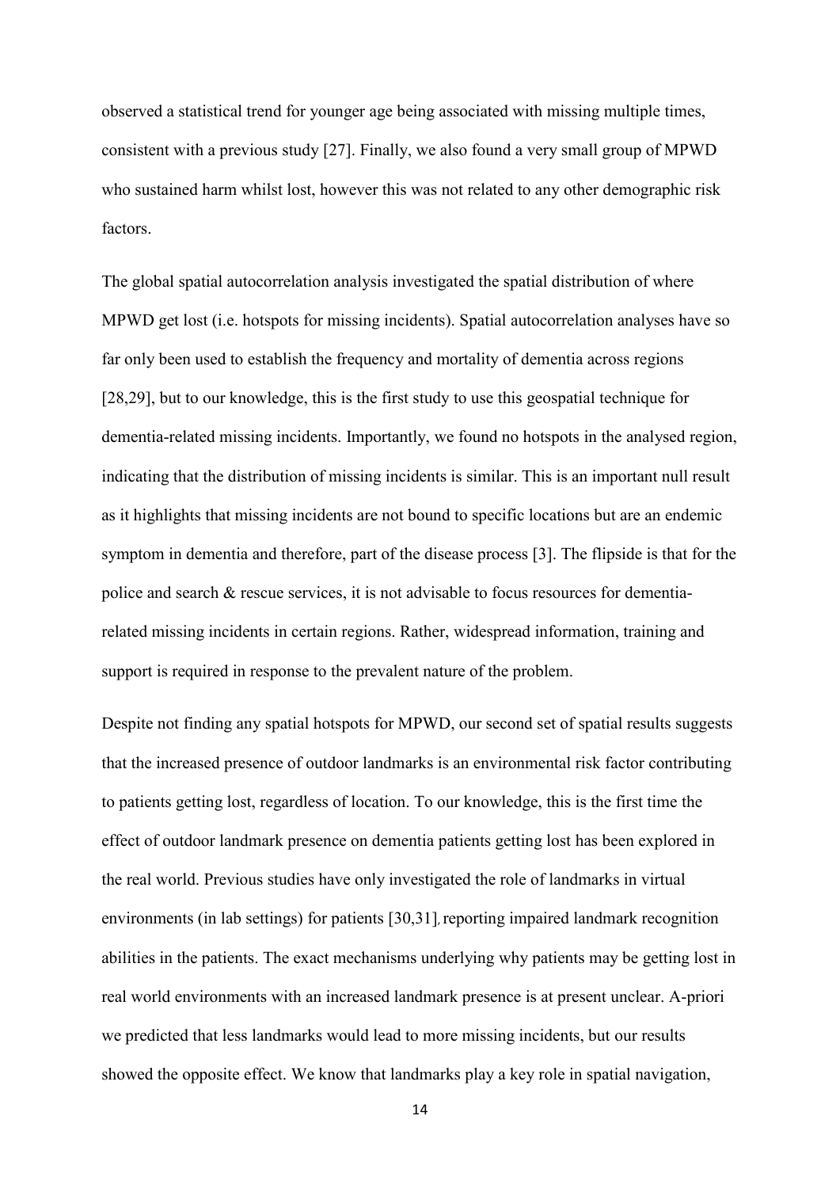observed a statistical trend for younger age being associated with missing multiple times, consistent with a previous study [27]. Finally, we also found a very small group of MPWD who sustained harm whilst lost, however this was not related to any other demographic risk factors.

The global spatial autocorrelation analysis investigated the spatial distribution of where MPWD get lost (i.e. hotspots for missing incidents). Spatial autocorrelation analyses have so far only been used to establish the frequency and mortality of dementia across regions [28,29], but to our knowledge, this is the first study to use this geospatial technique for dementia-related missing incidents. Importantly, we found no hotspots in the analysed region, indicating that the distribution of missing incidents is similar. This is an important null result as it highlights that missing incidents are not bound to specific locations but are an endemic symptom in dementia and therefore, part of the disease process [3]. The flipside is that for the police and search & rescue services, it is not advisable to focus resources for dementia-related missing incidents in certain regions. Rather, widespread information, training and support is required in response to the prevalent nature of the problem.

Despite not finding any spatial hotspots for MPWD, our second set of spatial results suggests that the increased presence of outdoor landmarks is an environmental risk factor contributing to patients getting lost, regardless of location. To our knowledge, this is the first time the effect of outdoor landmark presence on dementia patients getting lost has been explored in the real world. Previous studies have only investigated the role of landmarks in virtual environments (in lab settings) for patients [30,31], reporting impaired landmark recognition abilities in the patients. The exact mechanisms underlying why patients may be getting lost in real world environments with an increased landmark presence is at present unclear. A-priori we predicted that less landmarks would lead to more missing incidents, but our results showed the opposite effect. We know that landmarks play a key role in spatial navigation,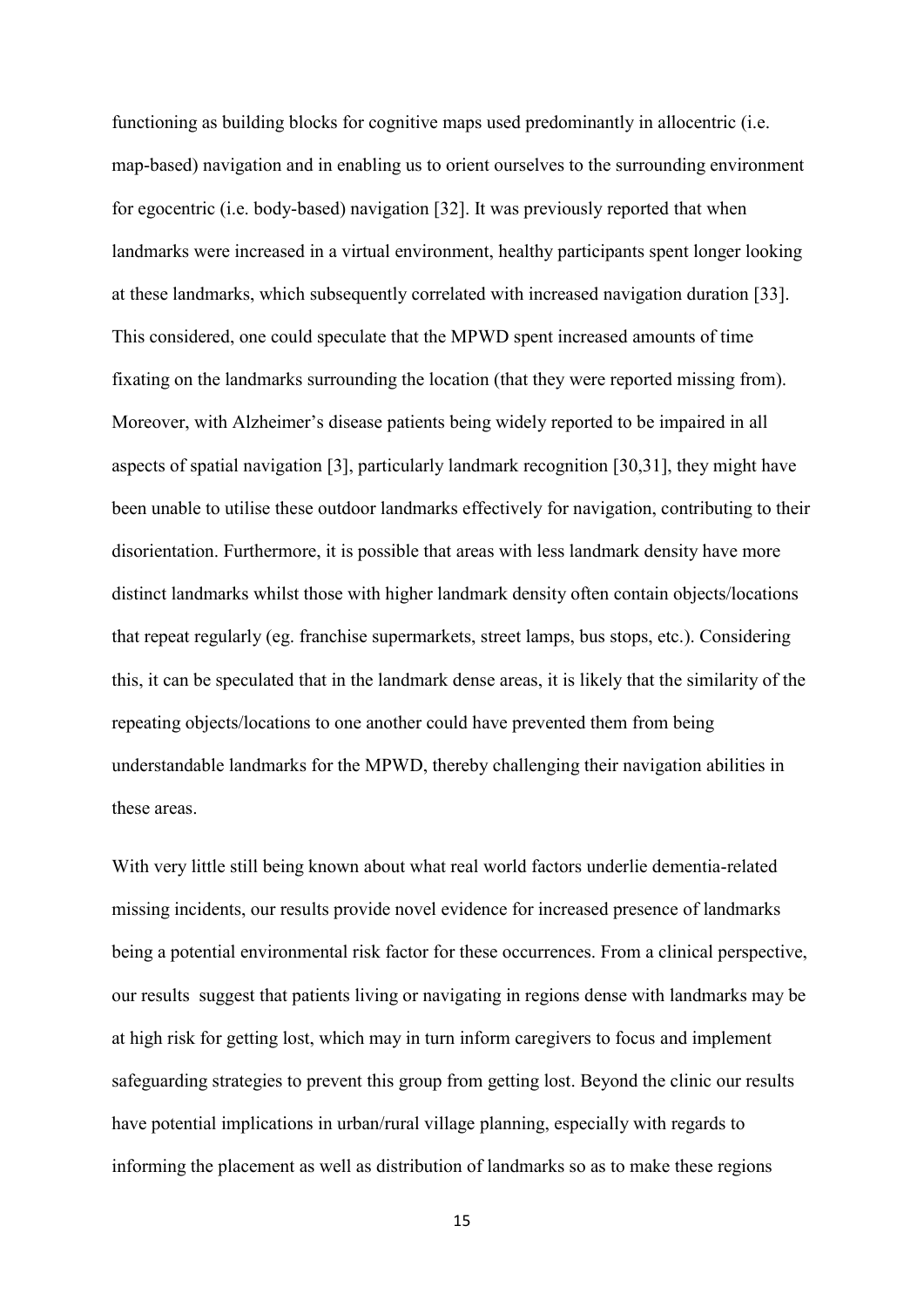functioning as building blocks for cognitive maps used predominantly in allocentric (i.e. map-based) navigation and in enabling us to orient ourselves to the surrounding environment for egocentric (i.e. body-based) navigation [32]. It was previously reported that when landmarks were increased in a virtual environment, healthy participants spent longer looking at these landmarks, which subsequently correlated with increased navigation duration [33]. This considered, one could speculate that the MPWD spent increased amounts of time fixating on the landmarks surrounding the location (that they were reported missing from). Moreover, with Alzheimer's disease patients being widely reported to be impaired in all aspects of spatial navigation [3], particularly landmark recognition [30,31], they might have been unable to utilise these outdoor landmarks effectively for navigation, contributing to their disorientation. Furthermore, it is possible that areas with less landmark density have more distinct landmarks whilst those with higher landmark density often contain objects/locations that repeat regularly (eg. franchise supermarkets, street lamps, bus stops, etc.). Considering this, it can be speculated that in the landmark dense areas, it is likely that the similarity of the repeating objects/locations to one another could have prevented them from being understandable landmarks for the MPWD, thereby challenging their navigation abilities in these areas.

With very little still being known about what real world factors underlie dementia-related missing incidents, our results provide novel evidence for increased presence of landmarks being a potential environmental risk factor for these occurrences. From a clinical perspective, our results suggest that patients living or navigating in regions dense with landmarks may be at high risk for getting lost, which may in turn inform caregivers to focus and implement safeguarding strategies to prevent this group from getting lost. Beyond the clinic our results have potential implications in urban/rural village planning, especially with regards to informing the placement as well as distribution of landmarks so as to make these regions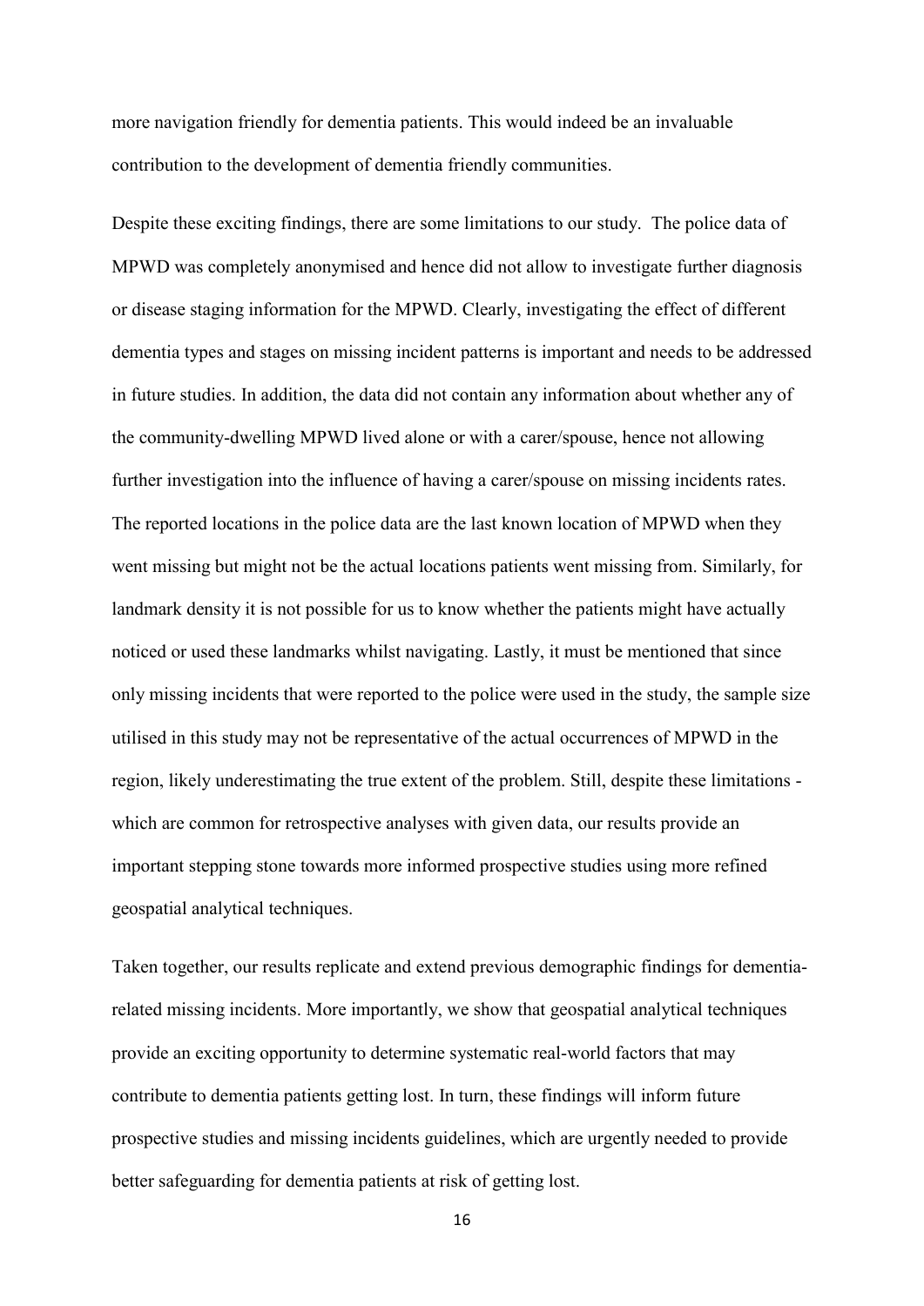more navigation friendly for dementia patients. This would indeed be an invaluable contribution to the development of dementia friendly communities.

Despite these exciting findings, there are some limitations to our study. The police data of MPWD was completely anonymised and hence did not allow to investigate further diagnosis or disease staging information for the MPWD. Clearly, investigating the effect of different dementia types and stages on missing incident patterns is important and needs to be addressed in future studies. In addition, the data did not contain any information about whether any of the community-dwelling MPWD lived alone or with a carer/spouse, hence not allowing further investigation into the influence of having a carer/spouse on missing incidents rates. The reported locations in the police data are the last known location of MPWD when they went missing but might not be the actual locations patients went missing from. Similarly, for landmark density it is not possible for us to know whether the patients might have actually noticed or used these landmarks whilst navigating. Lastly, it must be mentioned that since only missing incidents that were reported to the police were used in the study, the sample size utilised in this study may not be representative of the actual occurrences of MPWD in the region, likely underestimating the true extent of the problem. Still, despite these limitations - which are common for retrospective analyses with given data, our results provide an important stepping stone towards more informed prospective studies using more refined geospatial analytical techniques.

Taken together, our results replicate and extend previous demographic findings for dementia-related missing incidents. More importantly, we show that geospatial analytical techniques provide an exciting opportunity to determine systematic real-world factors that may contribute to dementia patients getting lost. In turn, these findings will inform future prospective studies and missing incidents guidelines, which are urgently needed to provide better safeguarding for dementia patients at risk of getting lost.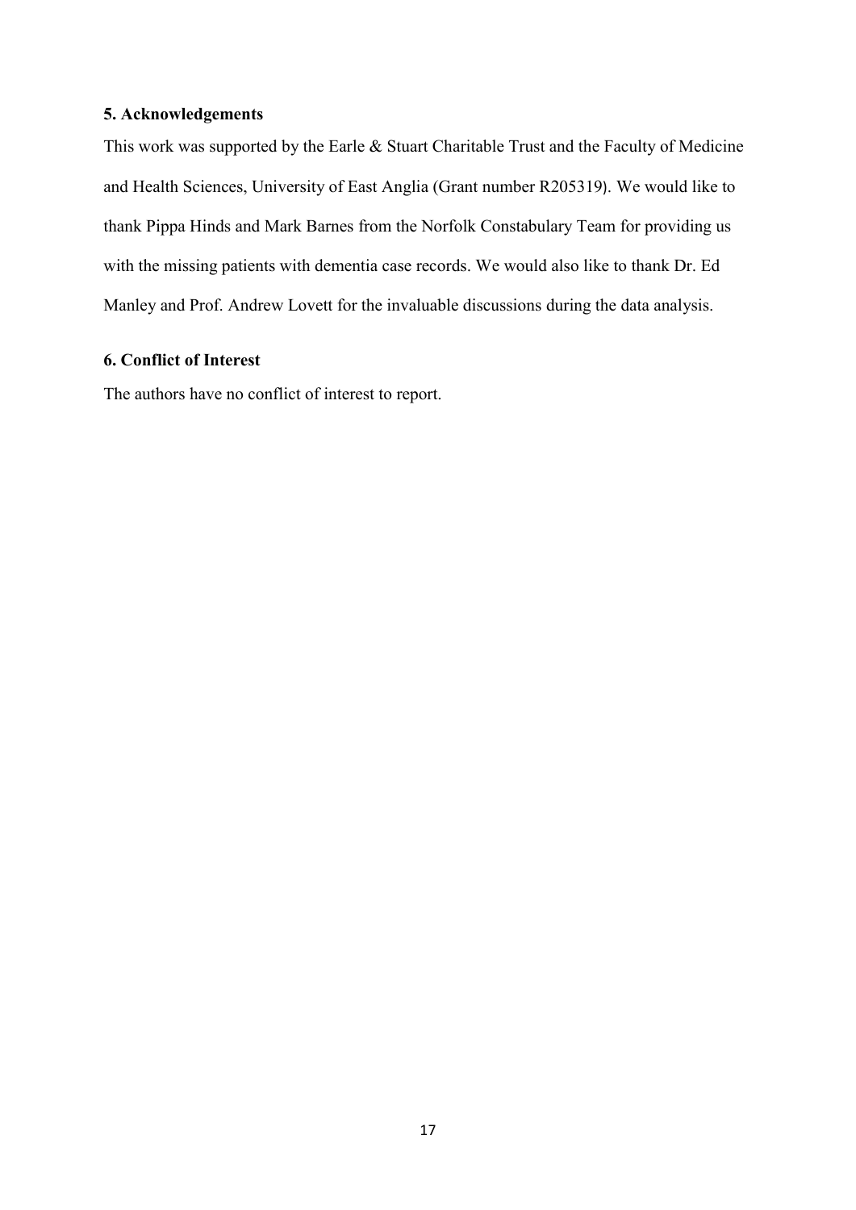## 5. Acknowledgements

This work was supported by the Earle & Stuart Charitable Trust and the Faculty of Medicine and Health Sciences, University of East Anglia (Grant number R205319). We would like to thank Pippa Hinds and Mark Barnes from the Norfolk Constabulary Team for providing us with the missing patients with dementia case records. We would also like to thank Dr. Ed Manley and Prof. Andrew Lovett for the invaluable discussions during the data analysis.

## 6. Conflict of Interest

The authors have no conflict of interest to report.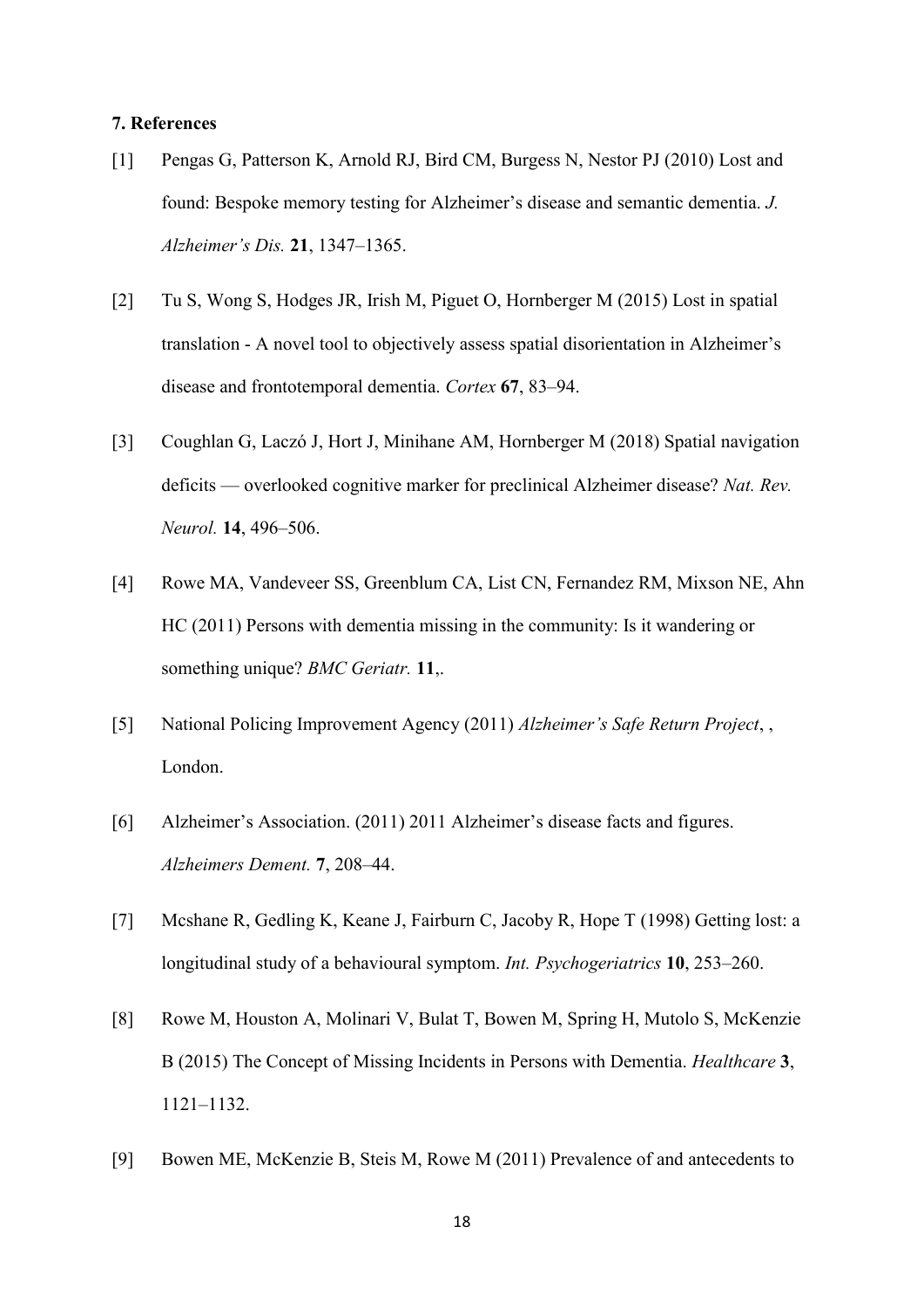### 7. References

[1] Pengas G, Patterson K, Arnold RJ, Bird CM, Burgess N, Nestor PJ (2010) Lost and found: Bespoke memory testing for Alzheimer's disease and semantic dementia. *J. Alzheimer's Dis.* **21**, 1347–1365.

[2] Tu S, Wong S, Hodges JR, Irish M, Piguet O, Hornberger M (2015) Lost in spatial translation - A novel tool to objectively assess spatial disorientation in Alzheimer's disease and frontotemporal dementia. *Cortex* **67**, 83–94.

[3] Coughlan G, Laczó J, Hort J, Minihane AM, Hornberger M (2018) Spatial navigation deficits — overlooked cognitive marker for preclinical Alzheimer disease? *Nat. Rev. Neurol.* **14**, 496–506.

[4] Rowe MA, Vandeveer SS, Greenblum CA, List CN, Fernandez RM, Mixson NE, Ahn HC (2011) Persons with dementia missing in the community: Is it wandering or something unique? *BMC Geriatr.* **11**,.

[5] National Policing Improvement Agency (2011) *Alzheimer's Safe Return Project*, , London.

[6] Alzheimer's Association. (2011) 2011 Alzheimer's disease facts and figures. *Alzheimers Dement.* **7**, 208–44.

[7] Mcshane R, Gedling K, Keane J, Fairburn C, Jacoby R, Hope T (1998) Getting lost: a longitudinal study of a behavioural symptom. *Int. Psychogeriatrics* **10**, 253–260.

[8] Rowe M, Houston A, Molinari V, Bulat T, Bowen M, Spring H, Mutolo S, McKenzie B (2015) The Concept of Missing Incidents in Persons with Dementia. *Healthcare* **3**, 1121–1132.

[9] Bowen ME, McKenzie B, Steis M, Rowe M (2011) Prevalence of and antecedents to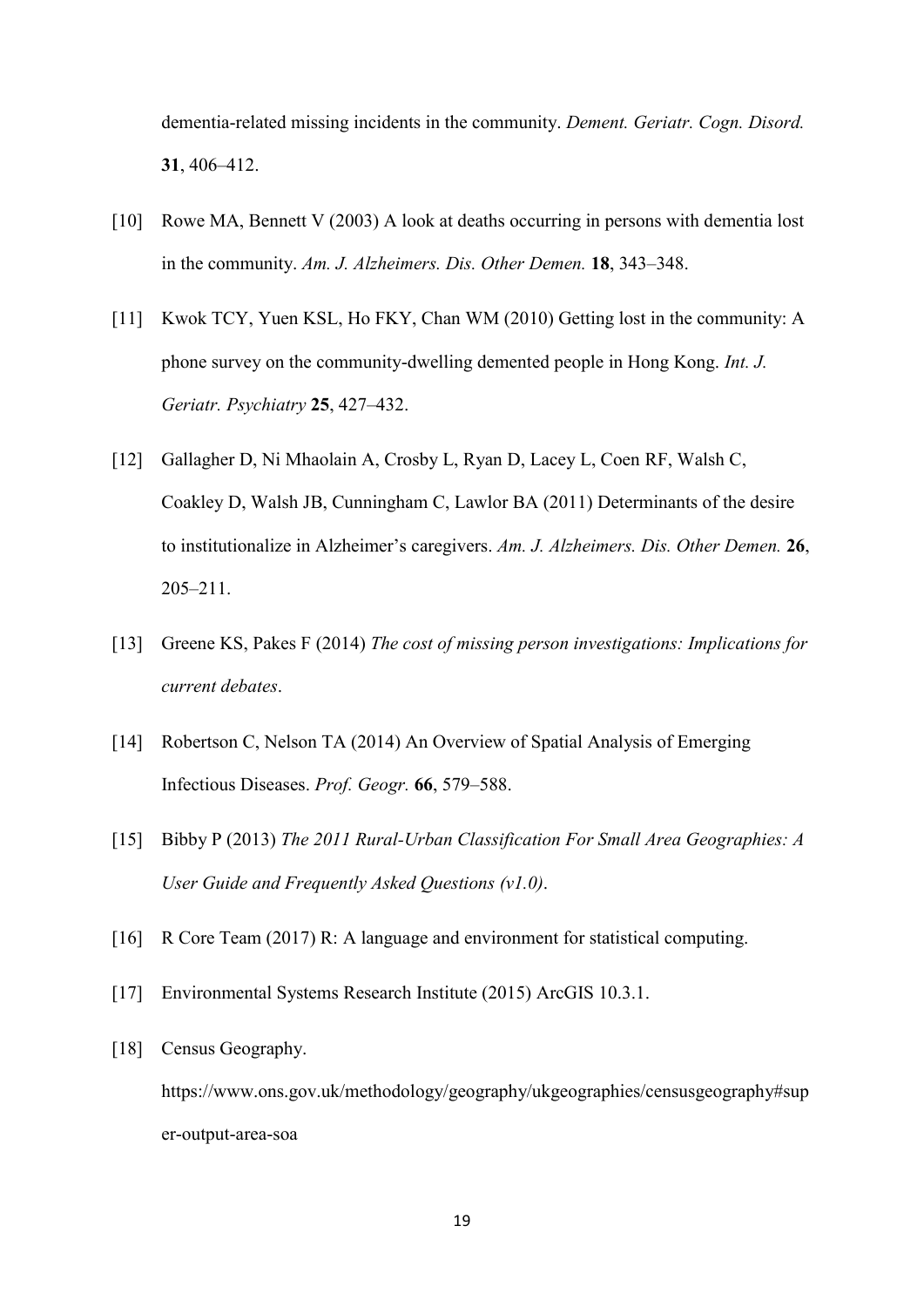dementia-related missing incidents in the community. *Dement. Geriatr. Cogn. Disord.* **31**, 406–412.

[10] Rowe MA, Bennett V (2003) A look at deaths occurring in persons with dementia lost in the community. *Am. J. Alzheimers. Dis. Other Demen.* **18**, 343–348.

[11] Kwok TCY, Yuen KSL, Ho FKY, Chan WM (2010) Getting lost in the community: A phone survey on the community-dwelling demented people in Hong Kong. *Int. J. Geriatr. Psychiatry* **25**, 427–432.

[12] Gallagher D, Ni Mhaolain A, Crosby L, Ryan D, Lacey L, Coen RF, Walsh C, Coakley D, Walsh JB, Cunningham C, Lawlor BA (2011) Determinants of the desire to institutionalize in Alzheimer's caregivers. *Am. J. Alzheimers. Dis. Other Demen.* **26**, 205–211.

[13] Greene KS, Pakes F (2014) *The cost of missing person investigations: Implications for current debates*.

[14] Robertson C, Nelson TA (2014) An Overview of Spatial Analysis of Emerging Infectious Diseases. *Prof. Geogr.* **66**, 579–588.

[15] Bibby P (2013) *The 2011 Rural-Urban Classification For Small Area Geographies: A User Guide and Frequently Asked Questions (v1.0)*.

[16] R Core Team (2017) R: A language and environment for statistical computing.

[17] Environmental Systems Research Institute (2015) ArcGIS 10.3.1.

[18] Census Geography. https://www.ons.gov.uk/methodology/geography/ukgeographies/censusgeography#super-output-area-soa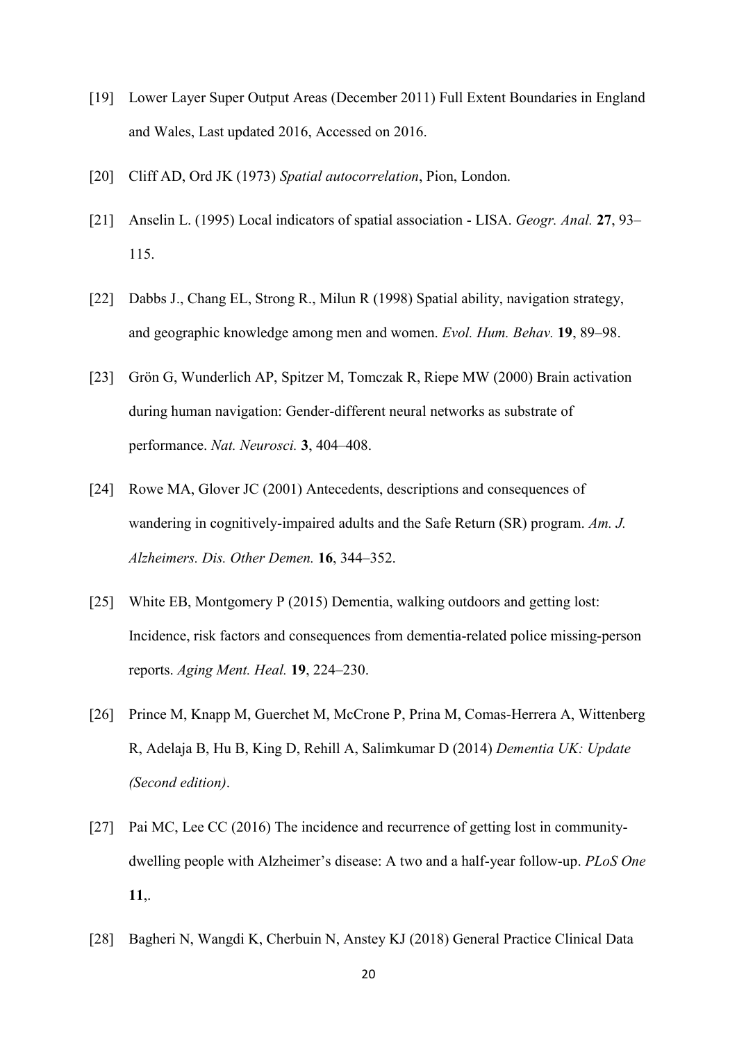[19] Lower Layer Super Output Areas (December 2011) Full Extent Boundaries in England and Wales, Last updated 2016, Accessed on 2016.

[20] Cliff AD, Ord JK (1973) *Spatial autocorrelation*, Pion, London.

[21] Anselin L. (1995) Local indicators of spatial association - LISA. *Geogr. Anal.* **27**, 93–115.

[22] Dabbs J., Chang EL, Strong R., Milun R (1998) Spatial ability, navigation strategy, and geographic knowledge among men and women. *Evol. Hum. Behav.* **19**, 89–98.

[23] Grön G, Wunderlich AP, Spitzer M, Tomczak R, Riepe MW (2000) Brain activation during human navigation: Gender-different neural networks as substrate of performance. *Nat. Neurosci.* **3**, 404–408.

[24] Rowe MA, Glover JC (2001) Antecedents, descriptions and consequences of wandering in cognitively-impaired adults and the Safe Return (SR) program. *Am. J. Alzheimers. Dis. Other Demen.* **16**, 344–352.

[25] White EB, Montgomery P (2015) Dementia, walking outdoors and getting lost: Incidence, risk factors and consequences from dementia-related police missing-person reports. *Aging Ment. Heal.* **19**, 224–230.

[26] Prince M, Knapp M, Guerchet M, McCrone P, Prina M, Comas-Herrera A, Wittenberg R, Adelaja B, Hu B, King D, Rehill A, Salimkumar D (2014) *Dementia UK: Update (Second edition)*.

[27] Pai MC, Lee CC (2016) The incidence and recurrence of getting lost in community-dwelling people with Alzheimer's disease: A two and a half-year follow-up. *PLoS One* **11**,.

[28] Bagheri N, Wangdi K, Cherbuin N, Anstey KJ (2018) General Practice Clinical Data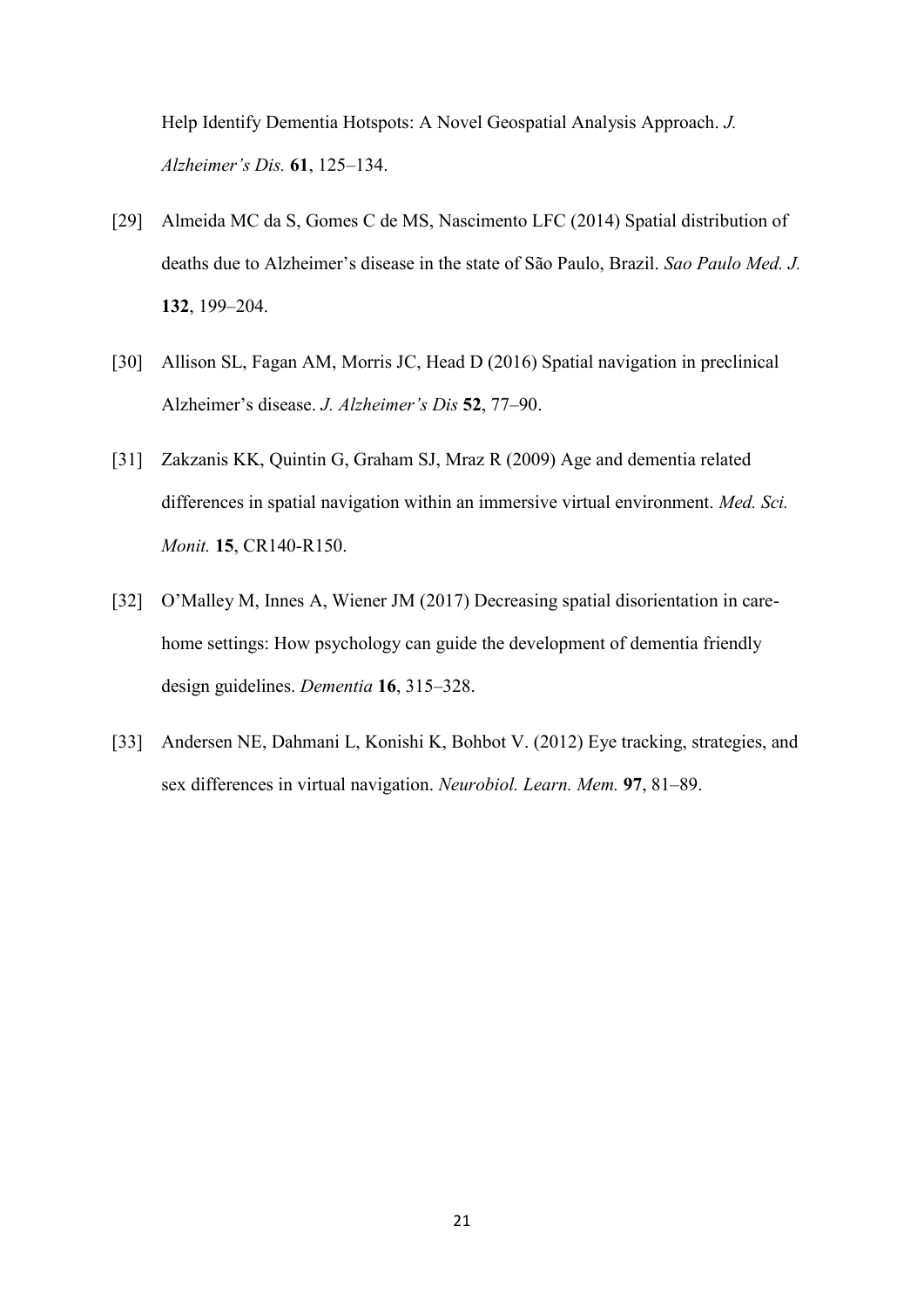Help Identify Dementia Hotspots: A Novel Geospatial Analysis Approach. *J. Alzheimer's Dis.* **61**, 125–134.

[29] Almeida MC da S, Gomes C de MS, Nascimento LFC (2014) Spatial distribution of deaths due to Alzheimer's disease in the state of São Paulo, Brazil. *Sao Paulo Med. J.* **132**, 199–204.

[30] Allison SL, Fagan AM, Morris JC, Head D (2016) Spatial navigation in preclinical Alzheimer's disease. *J. Alzheimer's Dis* **52**, 77–90.

[31] Zakzanis KK, Quintin G, Graham SJ, Mraz R (2009) Age and dementia related differences in spatial navigation within an immersive virtual environment. *Med. Sci. Monit.* **15**, CR140-R150.

[32] O'Malley M, Innes A, Wiener JM (2017) Decreasing spatial disorientation in care-home settings: How psychology can guide the development of dementia friendly design guidelines. *Dementia* **16**, 315–328.

[33] Andersen NE, Dahmani L, Konishi K, Bohbot V. (2012) Eye tracking, strategies, and sex differences in virtual navigation. *Neurobiol. Learn. Mem.* **97**, 81–89.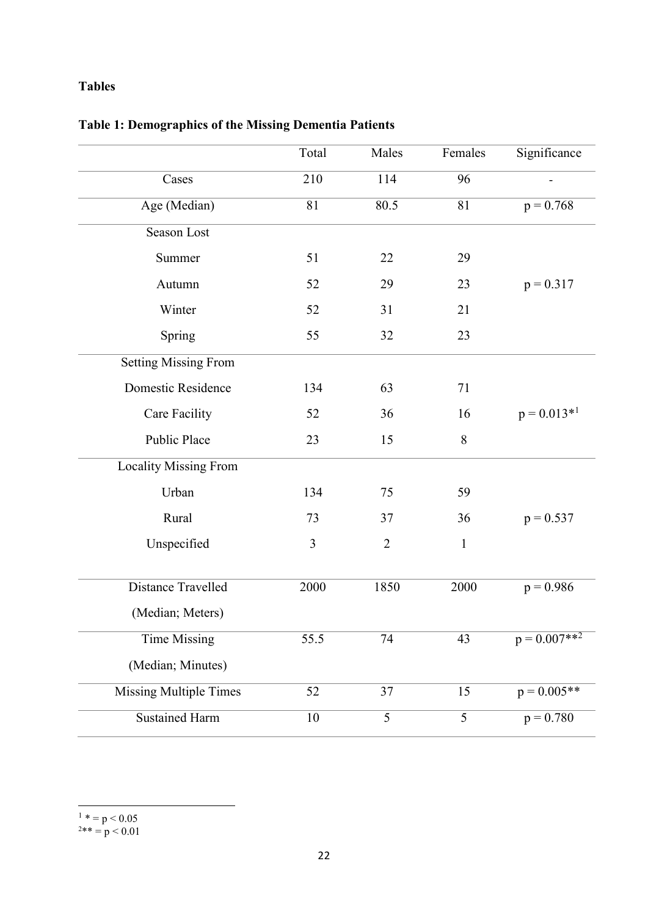**Tables**

**Table 1: Demographics of the Missing Dementia Patients**

| | Total | Males | Females | Significance |
|---|---|---|---|---|
| Cases | 210 | 114 | 96 | - |
| Age (Median) | 81 | 80.5 | 81 | $p = 0.768$ |
| Season Lost | | | | |
| Summer | 51 | 22 | 29 | $p = 0.317$ |
| Autumn | 52 | 29 | 23 | |
| Winter | 52 | 31 | 21 | |
| Spring | 55 | 32 | 23 | |
| Setting Missing From | | | | |
| Domestic Residence | 134 | 63 | 71 | $p = 0.013$*[1] |
| Care Facility | 52 | 36 | 16 | |
| Public Place | 23 | 15 | 8 | |
| Locality Missing From | | | | |
| Urban | 134 | 75 | 59 | $p = 0.537$ |
| Rural | 73 | 37 | 36 | |
| Unspecified | 3 | 2 | 1 | |
| Distance Travelled (Median; Meters) | 2000 | 1850 | 2000 | $p = 0.986$ |
| Time Missing (Median; Minutes) | 55.5 | 74 | 43 | $p = 0.007$**[2] |
| Missing Multiple Times | 52 | 37 | 15 | $p = 0.005$** |
| Sustained Harm | 10 | 5 | 5 | $p = 0.780$ |

[1] * = $p < 0.05$

[2] ** = $p < 0.01$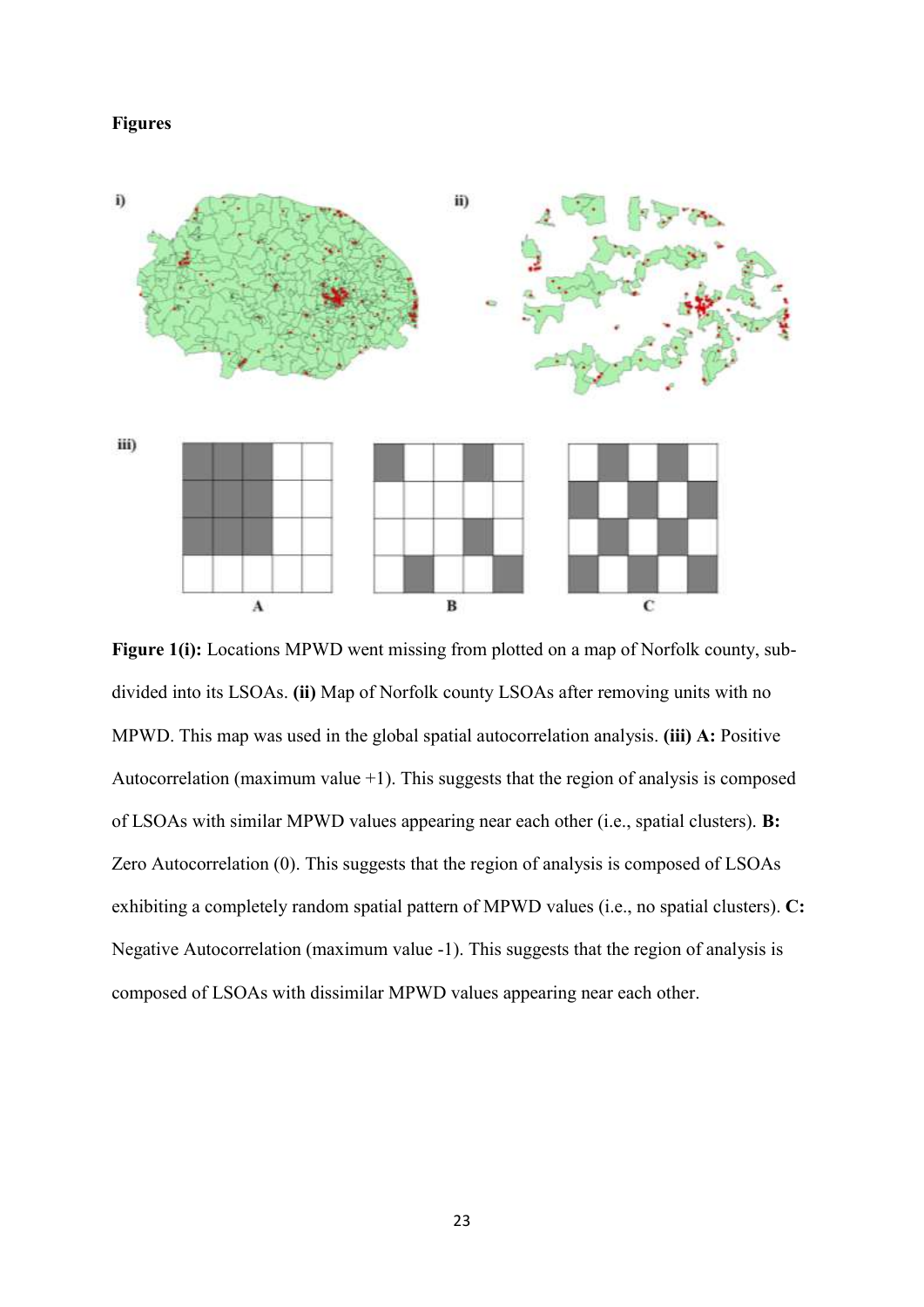**Figures**

**Figure 1(i):** Locations MPWD went missing from plotted on a map of Norfolk county, sub-divided into its LSOAs. **(ii)** Map of Norfolk county LSOAs after removing units with no MPWD. This map was used in the global spatial autocorrelation analysis. **(iii) A:** Positive Autocorrelation (maximum value +1). This suggests that the region of analysis is composed of LSOAs with similar MPWD values appearing near each other (i.e., spatial clusters). **B:** Zero Autocorrelation (0). This suggests that the region of analysis is composed of LSOAs exhibiting a completely random spatial pattern of MPWD values (i.e., no spatial clusters). **C:** Negative Autocorrelation (maximum value -1). This suggests that the region of analysis is composed of LSOAs with dissimilar MPWD values appearing near each other.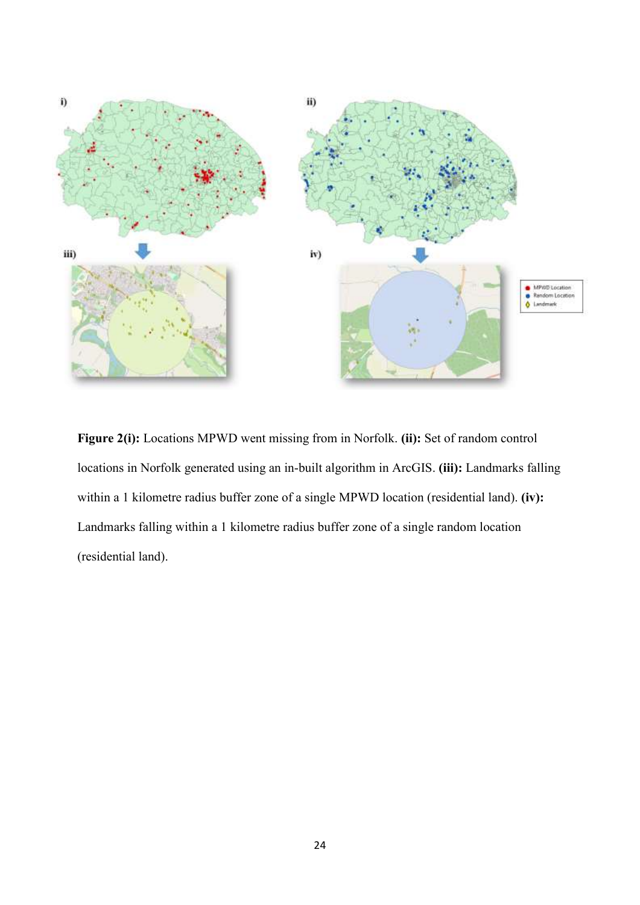**Figure 2(i):** Locations MPWD went missing from in Norfolk. **(ii):** Set of random control locations in Norfolk generated using an in-built algorithm in ArcGIS. **(iii):** Landmarks falling within a 1 kilometre radius buffer zone of a single MPWD location (residential land). **(iv):** Landmarks falling within a 1 kilometre radius buffer zone of a single random location (residential land).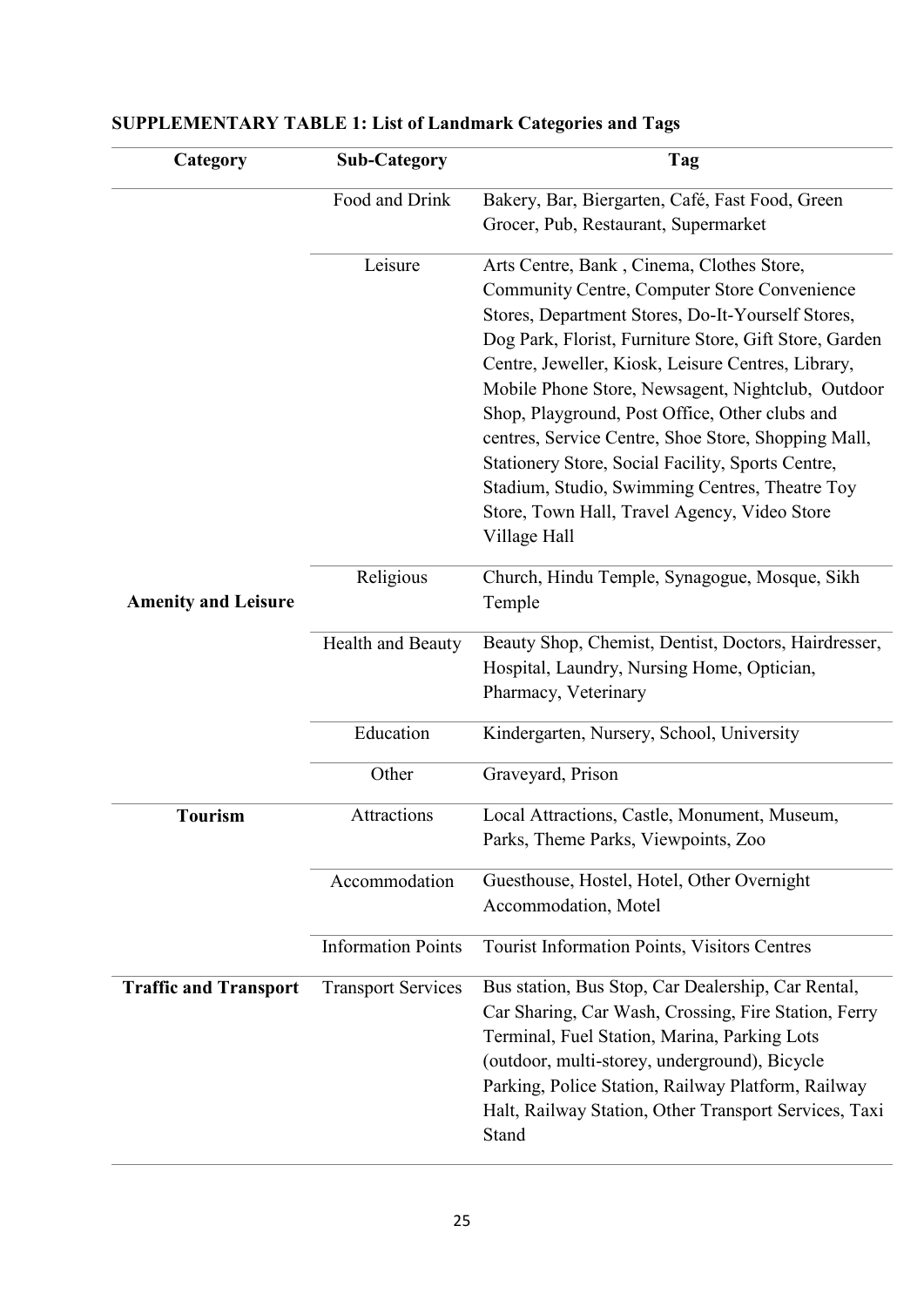**SUPPLEMENTARY TABLE 1: List of Landmark Categories and Tags**

| Category | Sub-Category | Tag |
|---|---|---|
| **Amenity and Leisure** | Food and Drink | Bakery, Bar, Biergarten, Café, Fast Food, Green Grocer, Pub, Restaurant, Supermarket |
| | Leisure | Arts Centre, Bank , Cinema, Clothes Store, Community Centre, Computer Store Convenience Stores, Department Stores, Do-It-Yourself Stores, Dog Park, Florist, Furniture Store, Gift Store, Garden Centre, Jeweller, Kiosk, Leisure Centres, Library, Mobile Phone Store, Newsagent, Nightclub, Outdoor Shop, Playground, Post Office, Other clubs and centres, Service Centre, Shoe Store, Shopping Mall, Stationery Store, Social Facility, Sports Centre, Stadium, Studio, Swimming Centres, Theatre Toy Store, Town Hall, Travel Agency, Video Store Village Hall |
| | Religious | Church, Hindu Temple, Synagogue, Mosque, Sikh Temple |
| | Health and Beauty | Beauty Shop, Chemist, Dentist, Doctors, Hairdresser, Hospital, Laundry, Nursing Home, Optician, Pharmacy, Veterinary |
| | Education | Kindergarten, Nursery, School, University |
| | Other | Graveyard, Prison |
| **Tourism** | Attractions | Local Attractions, Castle, Monument, Museum, Parks, Theme Parks, Viewpoints, Zoo |
| | Accommodation | Guesthouse, Hostel, Hotel, Other Overnight Accommodation, Motel |
| | Information Points | Tourist Information Points, Visitors Centres |
| **Traffic and Transport** | Transport Services | Bus station, Bus Stop, Car Dealership, Car Rental, Car Sharing, Car Wash, Crossing, Fire Station, Ferry Terminal, Fuel Station, Marina, Parking Lots (outdoor, multi-storey, underground), Bicycle Parking, Police Station, Railway Platform, Railway Halt, Railway Station, Other Transport Services, Taxi Stand |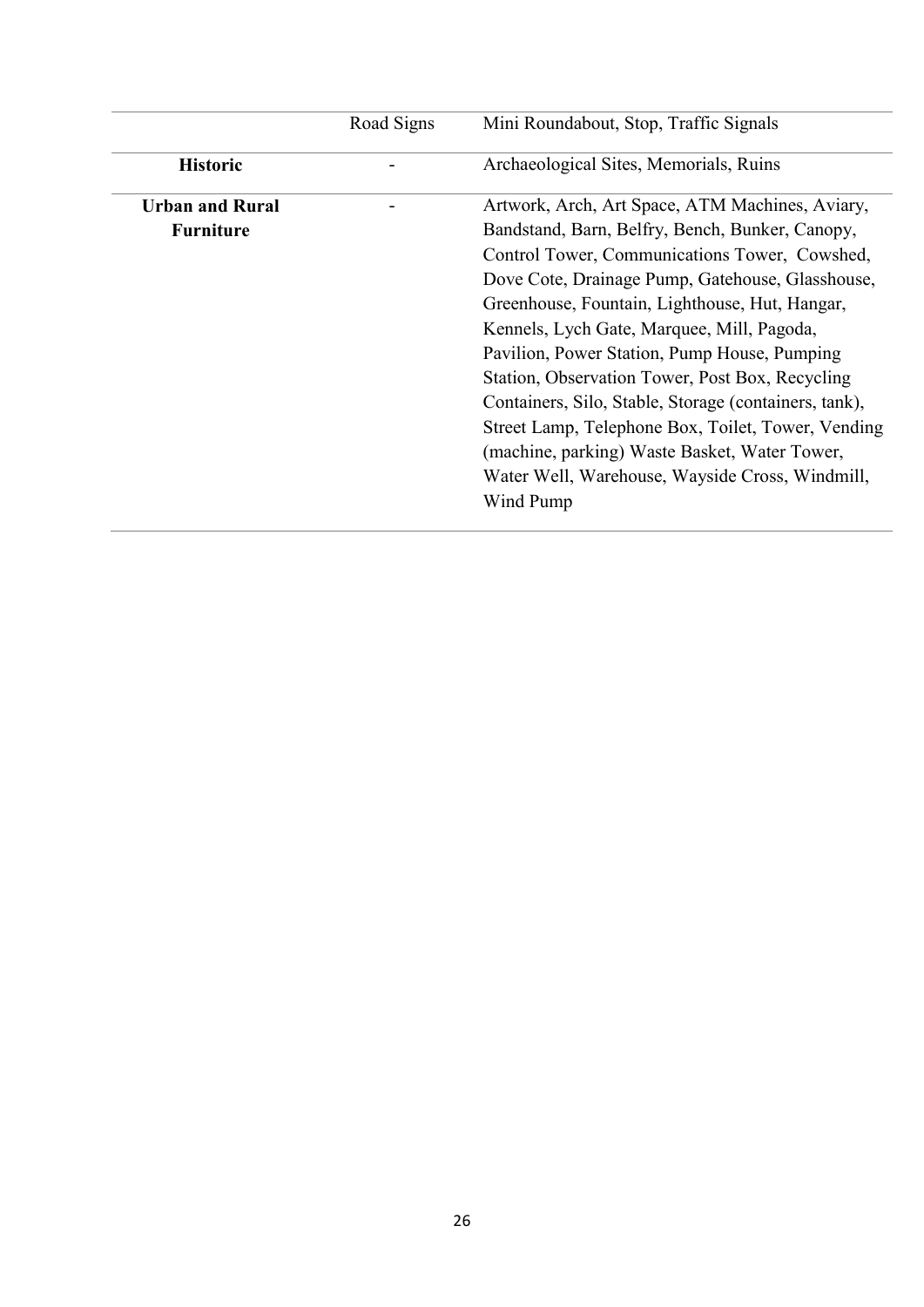| | | |
|---|---|---|
| | Road Signs | Mini Roundabout, Stop, Traffic Signals |
| **Historic** | - | Archaeological Sites, Memorials, Ruins |
| **Urban and Rural Furniture** | - | Artwork, Arch, Art Space, ATM Machines, Aviary, Bandstand, Barn, Belfry, Bench, Bunker, Canopy, Control Tower, Communications Tower, Cowshed, Dove Cote, Drainage Pump, Gatehouse, Glasshouse, Greenhouse, Fountain, Lighthouse, Hut, Hangar, Kennels, Lych Gate, Marquee, Mill, Pagoda, Pavilion, Power Station, Pump House, Pumping Station, Observation Tower, Post Box, Recycling Containers, Silo, Stable, Storage (containers, tank), Street Lamp, Telephone Box, Toilet, Tower, Vending (machine, parking) Waste Basket, Water Tower, Water Well, Warehouse, Wayside Cross, Windmill, Wind Pump |